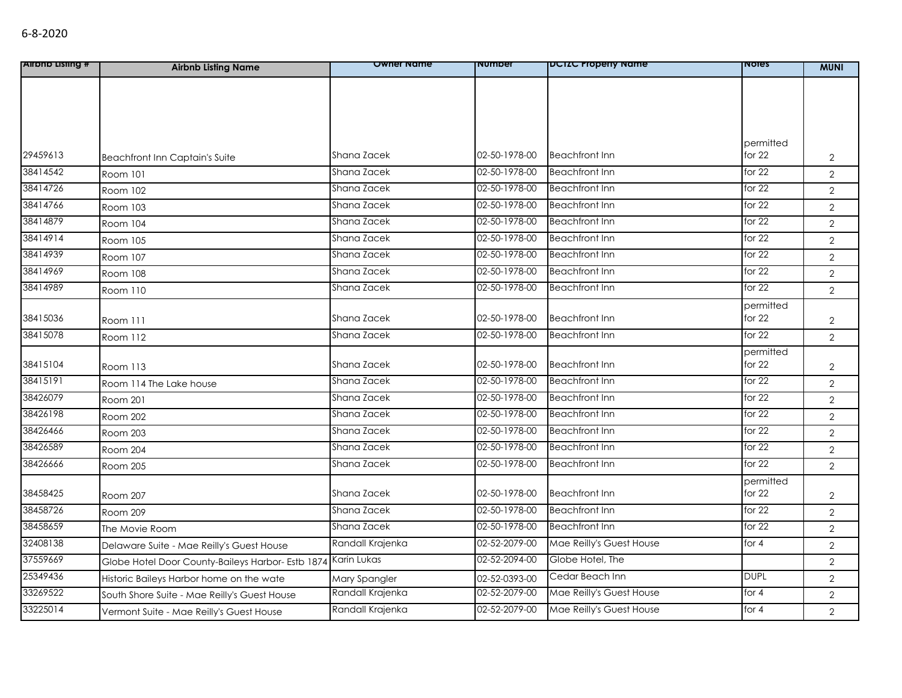6-8-2020

| Airbnb Listing # | Airbnb Listing Name | Owner Name | Number | DCTZC Property Name | Notes | MUNI |
|---|---|---|---|---|---|---|
| 29459613 | Beachfront Inn Captain's Suite | Shana Zacek | 02-50-1978-00 | Beachfront Inn | permitted for 22 | 2 |
| 38414542 | Room 101 | Shana Zacek | 02-50-1978-00 | Beachfront Inn | for 22 | 2 |
| 38414726 | Room 102 | Shana Zacek | 02-50-1978-00 | Beachfront Inn | for 22 | 2 |
| 38414766 | Room 103 | Shana Zacek | 02-50-1978-00 | Beachfront Inn | for 22 | 2 |
| 38414879 | Room 104 | Shana Zacek | 02-50-1978-00 | Beachfront Inn | for 22 | 2 |
| 38414914 | Room 105 | Shana Zacek | 02-50-1978-00 | Beachfront Inn | for 22 | 2 |
| 38414939 | Room 107 | Shana Zacek | 02-50-1978-00 | Beachfront Inn | for 22 | 2 |
| 38414969 | Room 108 | Shana Zacek | 02-50-1978-00 | Beachfront Inn | for 22 | 2 |
| 38414989 | Room 110 | Shana Zacek | 02-50-1978-00 | Beachfront Inn | for 22 | 2 |
| 38415036 | Room 111 | Shana Zacek | 02-50-1978-00 | Beachfront Inn | permitted for 22 | 2 |
| 38415078 | Room 112 | Shana Zacek | 02-50-1978-00 | Beachfront Inn | for 22 | 2 |
| 38415104 | Room 113 | Shana Zacek | 02-50-1978-00 | Beachfront Inn | permitted for 22 | 2 |
| 38415191 | Room 114 The Lake house | Shana Zacek | 02-50-1978-00 | Beachfront Inn | for 22 | 2 |
| 38426079 | Room 201 | Shana Zacek | 02-50-1978-00 | Beachfront Inn | for 22 | 2 |
| 38426198 | Room 202 | Shana Zacek | 02-50-1978-00 | Beachfront Inn | for 22 | 2 |
| 38426466 | Room 203 | Shana Zacek | 02-50-1978-00 | Beachfront Inn | for 22 | 2 |
| 38426589 | Room 204 | Shana Zacek | 02-50-1978-00 | Beachfront Inn | for 22 | 2 |
| 38426666 | Room 205 | Shana Zacek | 02-50-1978-00 | Beachfront Inn | for 22 | 2 |
| 38458425 | Room 207 | Shana Zacek | 02-50-1978-00 | Beachfront Inn | permitted for 22 | 2 |
| 38458726 | Room 209 | Shana Zacek | 02-50-1978-00 | Beachfront Inn | for 22 | 2 |
| 38458659 | The Movie Room | Shana Zacek | 02-50-1978-00 | Beachfront Inn | for 22 | 2 |
| 32408138 | Delaware Suite - Mae Reilly's Guest House | Randall Krajenka | 02-52-2079-00 | Mae Reilly's Guest House | for 4 | 2 |
| 37559669 | Globe Hotel Door County-Baileys Harbor- Estb 1874 | Karin Lukas | 02-52-2094-00 | Globe Hotel, The | | 2 |
| 25349436 | Historic Baileys Harbor home on the wate | Mary Spangler | 02-52-0393-00 | Cedar Beach Inn | DUPL | 2 |
| 33269522 | South Shore Suite - Mae Reilly's Guest House | Randall Krajenka | 02-52-2079-00 | Mae Reilly's Guest House | for 4 | 2 |
| 33225014 | Vermont Suite - Mae Reilly's Guest House | Randall Krajenka | 02-52-2079-00 | Mae Reilly's Guest House | for 4 | 2 |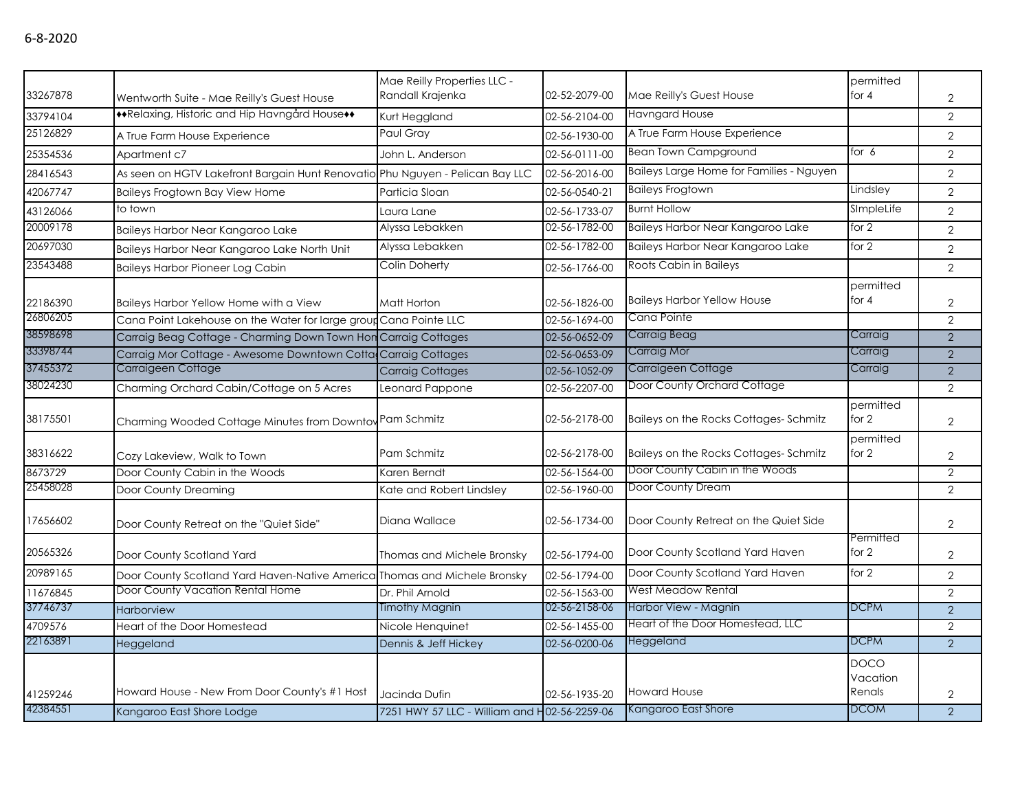6-8-2020

|  |  |  |  |  |  |  |
|---|---|---|---|---|---|---|
| 33267878 | Wentworth Suite - Mae Reilly's Guest House | Mae Reilly Properties LLC - Randall Krajenka | 02-52-2079-00 | Mae Reilly's Guest House | permitted for 4 | 2 |
| 33794104 | ♦♦Relaxing, Historic and Hip Havngård House♦♦ | Kurt Heggland | 02-56-2104-00 | Havngard House |  | 2 |
| 25126829 | A True Farm House Experience | Paul Gray | 02-56-1930-00 | A True Farm House Experience |  | 2 |
| 25354536 | Apartment c7 | John L. Anderson | 02-56-0111-00 | Bean Town Campground | for 6 | 2 |
| 28416543 | As seen on HGTV Lakefront Bargain Hunt Renovatio | Phu Nguyen - Pelican Bay LLC | 02-56-2016-00 | Baileys Large Home for Families - Nguyen |  | 2 |
| 42067747 | Baileys Frogtown Bay View Home | Particia Sloan | 02-56-0540-21 | Baileys Frogtown | Lindsley | 2 |
| 43126066 | to town | Laura Lane | 02-56-1733-07 | Burnt Hollow | SImpleLife | 2 |
| 20009178 | Baileys Harbor Near Kangaroo Lake | Alyssa Lebakken | 02-56-1782-00 | Baileys Harbor Near Kangaroo Lake | for 2 | 2 |
| 20697030 | Baileys Harbor Near Kangaroo Lake North Unit | Alyssa Lebakken | 02-56-1782-00 | Baileys Harbor Near Kangaroo Lake | for 2 | 2 |
| 23543488 | Baileys Harbor Pioneer Log Cabin | Colin Doherty | 02-56-1766-00 | Roots Cabin in Baileys |  | 2 |
| 22186390 | Baileys Harbor Yellow Home with a View | Matt Horton | 02-56-1826-00 | Baileys Harbor Yellow House | permitted for 4 | 2 |
| 26806205 | Cana Point Lakehouse on the Water for large group | Cana Pointe LLC | 02-56-1694-00 | Cana Pointe |  | 2 |
| 38598698 | Carraig Beag Cottage - Charming Down Town Hon | Carraig Cottages | 02-56-0652-09 | Carraig Beag | Carraig | 2 |
| 33398744 | Carraig Mor Cottage - Awesome Downtown Cotta | Carraig Cottages | 02-56-0653-09 | Carraig Mor | Carraig | 2 |
| 37455372 | Carraigeen Cottage | Carraig Cottages | 02-56-1052-09 | Carraigeen Cottage | Carraig | 2 |
| 38024230 | Charming Orchard Cabin/Cottage on 5 Acres | Leonard Pappone | 02-56-2207-00 | Door County Orchard Cottage |  | 2 |
| 38175501 | Charming Wooded Cottage Minutes from Downtov | Pam Schmitz | 02-56-2178-00 | Baileys on the Rocks Cottages- Schmitz | permitted for 2 | 2 |
| 38316622 | Cozy Lakeview, Walk to Town | Pam Schmitz | 02-56-2178-00 | Baileys on the Rocks Cottages- Schmitz | permitted for 2 | 2 |
| 8673729 | Door County Cabin in the Woods | Karen Berndt | 02-56-1564-00 | Door County Cabin in the Woods |  | 2 |
| 25458028 | Door County Dreaming | Kate and Robert Lindsley | 02-56-1960-00 | Door County Dream |  | 2 |
| 17656602 | Door County Retreat on the "Quiet Side" | Diana Wallace | 02-56-1734-00 | Door County Retreat on the Quiet Side |  | 2 |
| 20565326 | Door County Scotland Yard | Thomas and Michele Bronsky | 02-56-1794-00 | Door County Scotland Yard Haven | Permitted for 2 | 2 |
| 20989165 | Door County Scotland Yard Haven-Native America | Thomas and Michele Bronsky | 02-56-1794-00 | Door County Scotland Yard Haven | for 2 | 2 |
| 11676845 | Door County Vacation Rental Home | Dr. Phil Arnold | 02-56-1563-00 | West Meadow Rental |  | 2 |
| 37746737 | Harborview | Timothy Magnin | 02-56-2158-06 | Harbor View - Magnin | DCPM | 2 |
| 4709576 | Heart of the Door Homestead | Nicole Henquinet | 02-56-1455-00 | Heart of the Door Homestead, LLC |  | 2 |
| 22163891 | Heggeland | Dennis & Jeff Hickey | 02-56-0200-06 | Heggeland | DCPM | 2 |
| 41259246 | Howard House - New From Door County's #1 Host | Jacinda Dufin | 02-56-1935-20 | Howard House | DOCO Vacation Renals | 2 |
| 42384551 | Kangaroo East Shore Lodge | 7251 HWY 57 LLC - William and H | 02-56-2259-06 | Kangaroo East Shore | DCOM | 2 |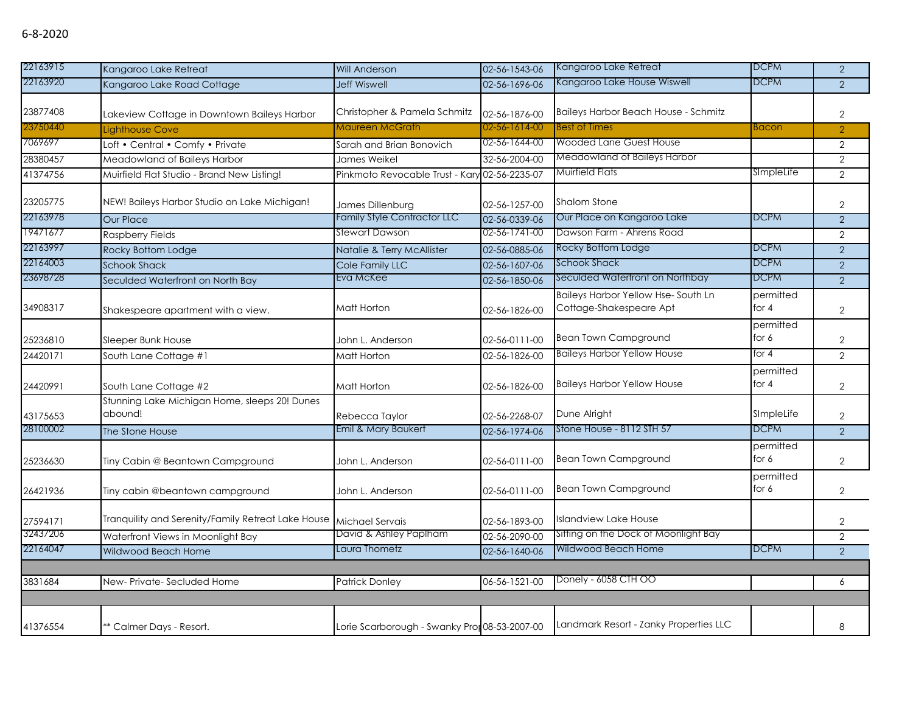6-8-2020

| | | | | | | |
|---|---|---|---|---|---|---|
| 22163915 | Kangaroo Lake Retreat | Will Anderson | 02-56-1543-06 | Kangaroo Lake Retreat | DCPM | 2 |
| 22163920 | Kangaroo Lake Road Cottage | Jeff Wiswell | 02-56-1696-06 | Kangaroo Lake House Wiswell | DCPM | 2 |
| 23877408 | Lakeview Cottage in Downtown Baileys Harbor | Christopher & Pamela Schmitz | 02-56-1876-00 | Baileys Harbor Beach House - Schmitz | | 2 |
| 23750440 | Lighthouse Cove | Maureen McGrath | 02-56-1614-00 | Best of Times | Bacon | 2 |
| 7069697 | Loft • Central • Comfy • Private | Sarah and Brian Bonovich | 02-56-1644-00 | Wooded Lane Guest House | | 2 |
| 28380457 | Meadowland of Baileys Harbor | James Weikel | 32-56-2004-00 | Meadowland of Baileys Harbor | | 2 |
| 41374756 | Muirfield Flat Studio - Brand New Listing! | Pinkmoto Revocable Trust - Kary | 02-56-2235-07 | Muirfield Flats | SImpleLife | 2 |
| 23205775 | NEW! Baileys Harbor Studio on Lake Michigan! | James Dillenburg | 02-56-1257-00 | Shalom Stone | | 2 |
| 22163978 | Our Place | Family Style Contractor LLC | 02-56-0339-06 | Our Place on Kangaroo Lake | DCPM | 2 |
| 19471677 | Raspberry Fields | Stewart Dawson | 02-56-1741-00 | Dawson Farm - Ahrens Road | | 2 |
| 22163997 | Rocky Bottom Lodge | Natalie & Terry McAllister | 02-56-0885-06 | Rocky Bottom Lodge | DCPM | 2 |
| 22164003 | Schook Shack | Cole Family LLC | 02-56-1607-06 | Schook Shack | DCPM | 2 |
| 23698728 | Seculded Waterfront on North Bay | Eva McKee | 02-56-1850-06 | Seculded Waterfront on Northbay | DCPM | 2 |
| 34908317 | Shakespeare apartment with a view. | Matt Horton | 02-56-1826-00 | Baileys Harbor Yellow Hse- South Ln Cottage-Shakespeare Apt | permitted for 4 | 2 |
| 25236810 | Sleeper Bunk House | John L. Anderson | 02-56-0111-00 | Bean Town Campground | permitted for 6 | 2 |
| 24420171 | South Lane Cottage #1 | Matt Horton | 02-56-1826-00 | Baileys Harbor Yellow House | for 4 | 2 |
| 24420991 | South Lane Cottage #2 | Matt Horton | 02-56-1826-00 | Baileys Harbor Yellow House | permitted for 4 | 2 |
| 43175653 | Stunning Lake Michigan Home, sleeps 20! Dunes abound! | Rebecca Taylor | 02-56-2268-07 | Dune Alright | SImpleLife | 2 |
| 28100002 | The Stone House | Emil & Mary Baukert | 02-56-1974-06 | Stone House - 8112 STH 57 | DCPM | 2 |
| 25236630 | Tiny Cabin @ Beantown Campground | John L. Anderson | 02-56-0111-00 | Bean Town Campground | permitted for 6 | 2 |
| 26421936 | Tiny cabin @beantown campground | John L. Anderson | 02-56-0111-00 | Bean Town Campground | permitted for 6 | 2 |
| 27594171 | Tranquility and Serenity/Family Retreat Lake House | Michael Servais | 02-56-1893-00 | Islandview Lake House | | 2 |
| 32437206 | Waterfront Views in Moonlight Bay | David & Ashley Paplham | 02-56-2090-00 | Sitting on the Dock of Moonlight Bay | | 2 |
| 22164047 | Wildwood Beach Home | Laura Thometz | 02-56-1640-06 | Wildwood Beach Home | DCPM | 2 |
| | | | | | | |
| 3831684 | New- Private- Secluded Home | Patrick Donley | 06-56-1521-00 | Donely - 6058 CTH OO | | 6 |
| | | | | | | |
| 41376554 | ** Calmer Days - Resort. | Lorie Scarborough - Swanky Pro | 08-53-2007-00 | Landmark Resort - Zanky Properties LLC | | 8 |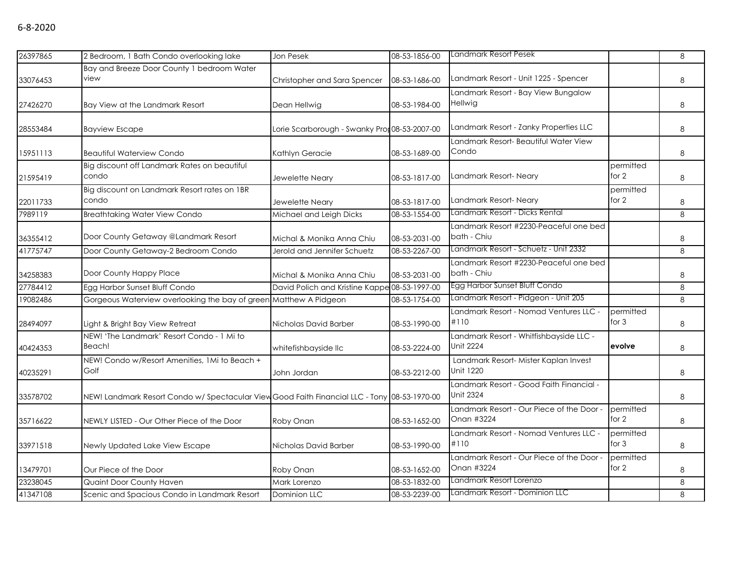| 26397865 | 2 Bedroom, 1 Bath Condo overlooking lake | Jon Pesek | 08-53-1856-00 | Landmark Resort Pesek | | 8 |
|---|---|---|---|---|---|---|
| 33076453 | Bay and Breeze Door County 1 bedroom Water view | Christopher and Sara Spencer | 08-53-1686-00 | Landmark Resort - Unit 1225 - Spencer | | 8 |
| 27426270 | Bay View at the Landmark Resort | Dean Hellwig | 08-53-1984-00 | Landmark Resort - Bay View Bungalow Hellwig | | 8 |
| 28553484 | Bayview Escape | Lorie Scarborough - Swanky Prop | 08-53-2007-00 | Landmark Resort - Zanky Properties LLC | | 8 |
| 15951113 | Beautiful Waterview Condo | Kathlyn Geracie | 08-53-1689-00 | Landmark Resort- Beautiful Water View Condo | | 8 |
| 21595419 | Big discount off Landmark Rates on beautiful condo | Jewelette Neary | 08-53-1817-00 | Landmark Resort- Neary | permitted for 2 | 8 |
| 22011733 | Big discount on Landmark Resort rates on 1BR condo | Jewelette Neary | 08-53-1817-00 | Landmark Resort- Neary | permitted for 2 | 8 |
| 7989119 | Breathtaking Water View Condo | Michael and Leigh Dicks | 08-53-1554-00 | Landmark Resort - Dicks Rental | | 8 |
| 36355412 | Door County Getaway @Landmark Resort | Michal & Monika Anna Chiu | 08-53-2031-00 | Landmark Resort #2230-Peaceful one bed bath - Chiu | | 8 |
| 41775747 | Door County Getaway-2 Bedroom Condo | Jerold and Jennifer Schuetz | 08-53-2267-00 | Landmark Resort - Schuetz - Unit 2332 | | 8 |
| 34258383 | Door County Happy Place | Michal & Monika Anna Chiu | 08-53-2031-00 | Landmark Resort #2230-Peaceful one bed bath - Chiu | | 8 |
| 27784412 | Egg Harbor Sunset Bluff Condo | David Polich and Kristine Kappe | 08-53-1997-00 | Egg Harbor Sunset Bluff Condo | | 8 |
| 19082486 | Gorgeous Waterview overlooking the bay of green | Matthew A Pidgeon | 08-53-1754-00 | Landmark Resort - Pidgeon - Unit 205 | | 8 |
| 28494097 | Light & Bright Bay View Retreat | Nicholas David Barber | 08-53-1990-00 | Landmark Resort - Nomad Ventures LLC - #110 | permitted for 3 | 8 |
| 40424353 | NEW! 'The Landmark' Resort Condo - 1 Mi to Beach! | whitefishbayside llc | 08-53-2224-00 | Landmark Resort - Whitfishbayside LLC - Unit 2224 | **evolve** | 8 |
| 40235291 | NEW! Condo w/Resort Amenities, 1Mi to Beach + Golf | John Jordan | 08-53-2212-00 | Landmark Resort- Mister Kaplan Invest Unit 1220 | | 8 |
| 33578702 | NEW! Landmark Resort Condo w/ Spectacular View | Good Faith Financial LLC - Tony | 08-53-1970-00 | Landmark Resort - Good Faith Financial - Unit 2324 | | 8 |
| 35716622 | NEWLY LISTED - Our Other Piece of the Door | Roby Onan | 08-53-1652-00 | Landmark Resort - Our Piece of the Door - Onan #3224 | permitted for 2 | 8 |
| 33971518 | Newly Updated Lake View Escape | Nicholas David Barber | 08-53-1990-00 | Landmark Resort - Nomad Ventures LLC - #110 | permitted for 3 | 8 |
| 13479701 | Our Piece of the Door | Roby Onan | 08-53-1652-00 | Landmark Resort - Our Piece of the Door - Onan #3224 | permitted for 2 | 8 |
| 23238045 | Quaint Door County Haven | Mark Lorenzo | 08-53-1832-00 | Landmark Resort Lorenzo | | 8 |
| 41347108 | Scenic and Spacious Condo in Landmark Resort | Dominion LLC | 08-53-2239-00 | Landmark Resort - Dominion LLC | | 8 |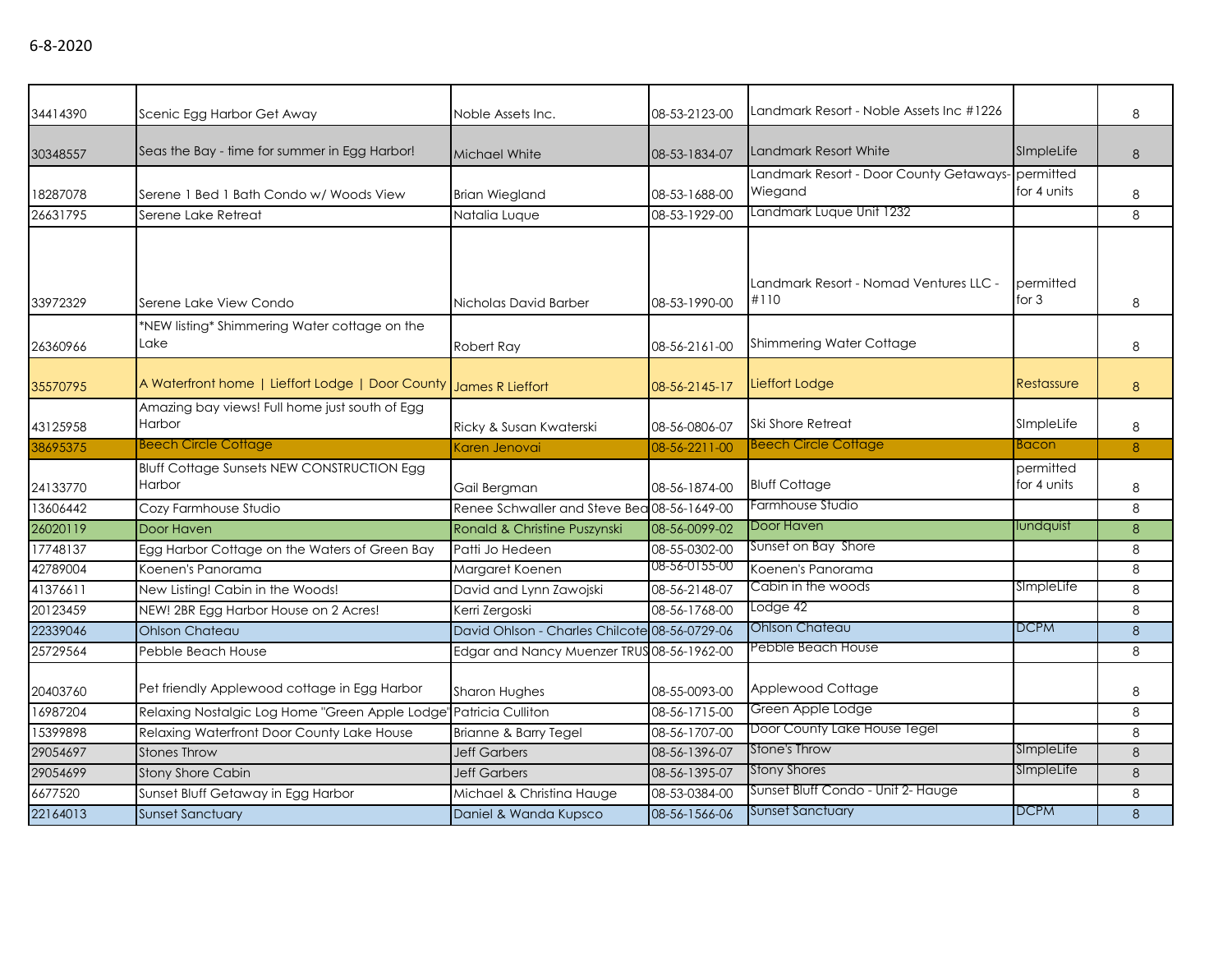6-8-2020

| | | | | | | |
|---|---|---|---|---|---|---|
| 34414390 | Scenic Egg Harbor Get Away | Noble Assets Inc. | 08-53-2123-00 | Landmark Resort - Noble Assets Inc #1226 | | 8 |
| 30348557 | Seas the Bay - time for summer in Egg Harbor! | Michael White | 08-53-1834-07 | Landmark Resort White | SImpleLife | 8 |
| 18287078 | Serene 1 Bed 1 Bath Condo w/ Woods View | Brian Wiegland | 08-53-1688-00 | Landmark Resort - Door County Getaways-Wiegand | permitted for 4 units | 8 |
| 26631795 | Serene Lake Retreat | Natalia Luque | 08-53-1929-00 | Landmark Luque Unit 1232 | | 8 |
| 33972329 | Serene Lake View Condo | Nicholas David Barber | 08-53-1990-00 | Landmark Resort - Nomad Ventures LLC - #110 | permitted for 3 | 8 |
| 26360966 | *NEW listing* Shimmering Water cottage on the Lake | Robert Ray | 08-56-2161-00 | Shimmering Water Cottage | | 8 |
| 35570795 | A Waterfront home \| Lieffort Lodge \| Door County | James R Lieffort | 08-56-2145-17 | Lieffort Lodge | Restassure | 8 |
| 43125958 | Amazing bay views! Full home just south of Egg Harbor | Ricky & Susan Kwaterski | 08-56-0806-07 | Ski Shore Retreat | SImpleLife | 8 |
| 38695375 | Beech Circle Cottage | Karen Jenovai | 08-56-2211-00 | Beech Circle Cottage | Bacon | 8 |
| 24133770 | Bluff Cottage Sunsets NEW CONSTRUCTION Egg Harbor | Gail Bergman | 08-56-1874-00 | Bluff Cottage | permitted for 4 units | 8 |
| 13606442 | Cozy Farmhouse Studio | Renee Schwaller and Steve Bea | 08-56-1649-00 | Farmhouse Studio | | 8 |
| 26020119 | Door Haven | Ronald & Christine Puszynski | 08-56-0099-02 | Door Haven | lundquist | 8 |
| 17748137 | Egg Harbor Cottage on the Waters of Green Bay | Patti Jo Hedeen | 08-55-0302-00 | Sunset on Bay Shore | | 8 |
| 42789004 | Koenen's Panorama | Margaret Koenen | 08-56-0155-00 | Koenen's Panorama | | 8 |
| 41376611 | New Listing! Cabin in the Woods! | David and Lynn Zawojski | 08-56-2148-07 | Cabin in the woods | SImpleLife | 8 |
| 20123459 | NEW! 2BR Egg Harbor House on 2 Acres! | Kerri Zergoski | 08-56-1768-00 | Lodge 42 | | 8 |
| 22339046 | Ohlson Chateau | David Ohlson - Charles Chilcote | 08-56-0729-06 | Ohlson Chateau | DCPM | 8 |
| 25729564 | Pebble Beach House | Edgar and Nancy Muenzer TRUS | 08-56-1962-00 | Pebble Beach House | | 8 |
| 20403760 | Pet friendly Applewood cottage in Egg Harbor | Sharon Hughes | 08-55-0093-00 | Applewood Cottage | | 8 |
| 16987204 | Relaxing Nostalgic Log Home "Green Apple Lodge" | Patricia Culliton | 08-56-1715-00 | Green Apple Lodge | | 8 |
| 15399898 | Relaxing Waterfront Door County Lake House | Brianne & Barry Tegel | 08-56-1707-00 | Door County Lake House Tegel | | 8 |
| 29054697 | Stones Throw | Jeff Garbers | 08-56-1396-07 | Stone's Throw | SImpleLife | 8 |
| 29054699 | Stony Shore Cabin | Jeff Garbers | 08-56-1395-07 | Stony Shores | SImpleLife | 8 |
| 6677520 | Sunset Bluff Getaway in Egg Harbor | Michael & Christina Hauge | 08-53-0384-00 | Sunset Bluff Condo - Unit 2- Hauge | | 8 |
| 22164013 | Sunset Sanctuary | Daniel & Wanda Kupsco | 08-56-1566-06 | Sunset Sanctuary | DCPM | 8 |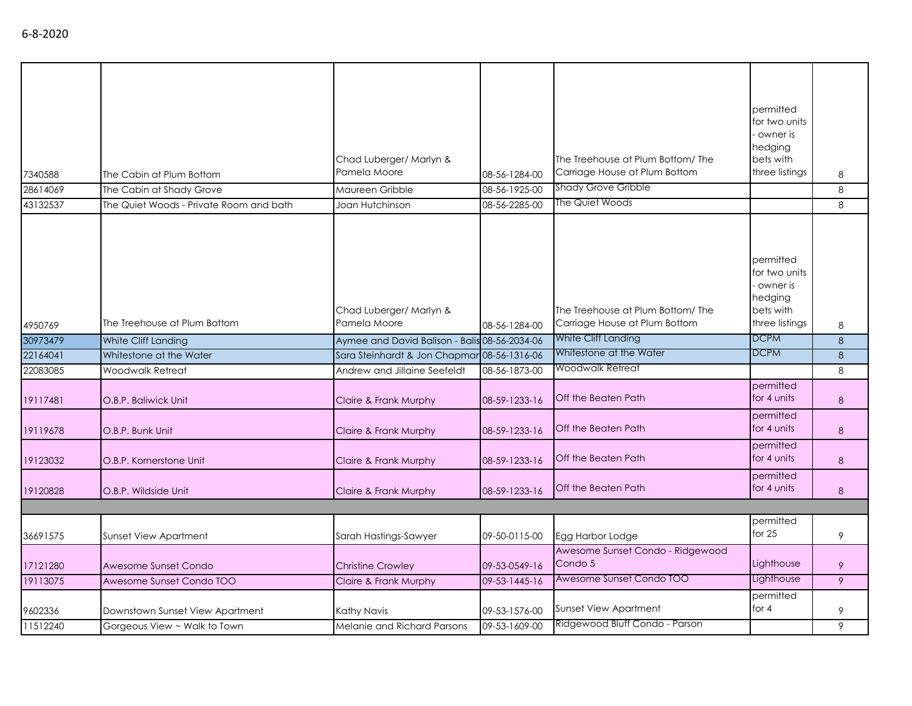6-8-2020

| | | | | | | |
|---|---|---|---|---|---|---|
| 7340588 | The Cabin at Plum Bottom | Chad Luberger/ Marlyn & Pamela Moore | 08-56-1284-00 | The Treehouse at Plum Bottom/ The Carriage House at Plum Bottom | permitted for two units - owner is hedging bets with three listings | 8 |
| 28614069 | The Cabin at Shady Grove | Maureen Gribble | 08-56-1925-00 | Shady Grove Gribble | | 8 |
| 43132537 | The Quiet Woods - Private Room and bath | Joan Hutchinson | 08-56-2285-00 | The Quiet Woods | | 8 |
| 4950769 | The Treehouse at Plum Bottom | Chad Luberger/ Marlyn & Pamela Moore | 08-56-1284-00 | The Treehouse at Plum Bottom/ The Carriage House at Plum Bottom | permitted for two units - owner is hedging bets with three listings | 8 |
| 30973479 | White Cliff Landing | Aymee and David Balison - Balis | 08-56-2034-06 | White Cliff Landing | DCPM | 8 |
| 22164041 | Whitestone at the Water | Sara Steinhardt & Jon Chapman | 08-56-1316-06 | Whitestone at the Water | DCPM | 8 |
| 22083085 | Woodwalk Retreat | Andrew and Jillaine Seefeldt | 08-56-1873-00 | Woodwalk Retreat | | 8 |
| 19117481 | O.B.P. Baliwick Unit | Claire & Frank Murphy | 08-59-1233-16 | Off the Beaten Path | permitted for 4 units | 8 |
| 19119678 | O.B.P. Bunk Unit | Claire & Frank Murphy | 08-59-1233-16 | Off the Beaten Path | permitted for 4 units | 8 |
| 19123032 | O.B.P. Kornerstone Unit | Claire & Frank Murphy | 08-59-1233-16 | Off the Beaten Path | permitted for 4 units | 8 |
| 19120828 | O.B.P. Wildside Unit | Claire & Frank Murphy | 08-59-1233-16 | Off the Beaten Path | permitted for 4 units | 8 |
| | | | | | | |
| 36691575 | Sunset View Apartment | Sarah Hastings-Sawyer | 09-50-0115-00 | Egg Harbor Lodge | permitted for 25 | 9 |
| 17121280 | Awesome Sunset Condo | Christine Crowley | 09-53-0549-16 | Awesome Sunset Condo - Ridgewood Condo 5 | Lighthouse | 9 |
| 19113075 | Awesome Sunset Condo TOO | Claire & Frank Murphy | 09-53-1445-16 | Awesome Sunset Condo TOO | Lighthouse | 9 |
| 9602336 | Downtown Sunset View Apartment | Kathy Navis | 09-53-1576-00 | Sunset View Apartment | permitted for 4 | 9 |
| 11512240 | Gorgeous View ~ Walk to Town | Melanie and Richard Parsons | 09-53-1609-00 | Ridgewood Bluff Condo - Parson | | 9 |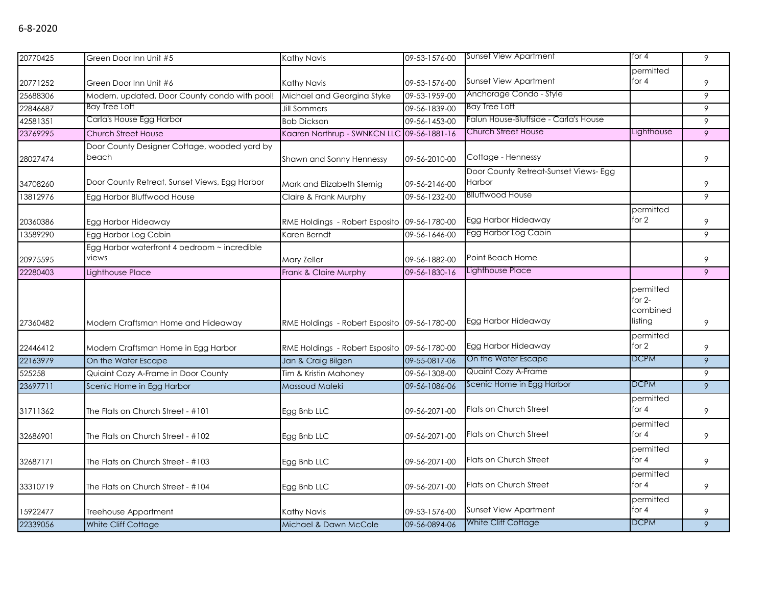6-8-2020

| | | | | | | |
|---|---|---|---|---|---|---|
| 20770425 | Green Door Inn Unit #5 | Kathy Navis | 09-53-1576-00 | Sunset View Apartment | for 4 | 9 |
| 20771252 | Green Door Inn Unit #6 | Kathy Navis | 09-53-1576-00 | Sunset View Apartment | permitted for 4 | 9 |
| 25688306 | Modern, updated, Door County condo with pool! | Michael and Georgina Styke | 09-53-1959-00 | Anchorage Condo - Style | | 9 |
| 22846687 | Bay Tree Loft | Jill Sommers | 09-56-1839-00 | Bay Tree Loft | | 9 |
| 42581351 | Carla's House Egg Harbor | Bob Dickson | 09-56-1453-00 | Falun House-Bluffside - Carla's House | | 9 |
| 23769295 | Church Street House | Kaaren Northrup - SWNKCN LLC | 09-56-1881-16 | Church Street House | Lighthouse | 9 |
| 28027474 | Door County Designer Cottage, wooded yard by beach | Shawn and Sonny Hennessy | 09-56-2010-00 | Cottage - Hennessy | | 9 |
| 34708260 | Door County Retreat, Sunset Views, Egg Harbor | Mark and Elizabeth Sternig | 09-56-2146-00 | Door County Retreat-Sunset Views- Egg Harbor | | 9 |
| 13812976 | Egg Harbor Bluffwood House | Claire & Frank Murphy | 09-56-1232-00 | Blluffwood House | | 9 |
| 20360386 | Egg Harbor Hideaway | RME Holdings - Robert Esposito | 09-56-1780-00 | Egg Harbor Hideaway | permitted for 2 | 9 |
| 13589290 | Egg Harbor Log Cabin | Karen Berndt | 09-56-1646-00 | Egg Harbor Log Cabin | | 9 |
| 20975595 | Egg Harbor waterfront 4 bedroom ~ incredible views | Mary Zeller | 09-56-1882-00 | Point Beach Home | | 9 |
| 22280403 | Lighthouse Place | Frank & Claire Murphy | 09-56-1830-16 | Lighthouse Place | | 9 |
| 27360482 | Modern Craftsman Home and Hideaway | RME Holdings - Robert Esposito | 09-56-1780-00 | Egg Harbor Hideaway | permitted for 2- combined listing | 9 |
| 22446412 | Modern Craftsman Home in Egg Harbor | RME Holdings - Robert Esposito | 09-56-1780-00 | Egg Harbor Hideaway | permitted for 2 | 9 |
| 22163979 | On the Water Escape | Jan & Craig Bilgen | 09-55-0817-06 | On the Water Escape | DCPM | 9 |
| 525258 | Quiaint Cozy A-Frame in Door County | Tim & Kristin Mahoney | 09-56-1308-00 | Quaint Cozy A-Frame | | 9 |
| 23697711 | Scenic Home in Egg Harbor | Massoud Maleki | 09-56-1086-06 | Scenic Home in Egg Harbor | DCPM | 9 |
| 31711362 | The Flats on Church Street - #101 | Egg Bnb LLC | 09-56-2071-00 | Flats on Church Street | permitted for 4 | 9 |
| 32686901 | The Flats on Church Street - #102 | Egg Bnb LLC | 09-56-2071-00 | Flats on Church Street | permitted for 4 | 9 |
| 32687171 | The Flats on Church Street - #103 | Egg Bnb LLC | 09-56-2071-00 | Flats on Church Street | permitted for 4 | 9 |
| 33310719 | The Flats on Church Street - #104 | Egg Bnb LLC | 09-56-2071-00 | Flats on Church Street | permitted for 4 | 9 |
| 15922477 | Treehouse Appartment | Kathy Navis | 09-53-1576-00 | Sunset View Apartment | permitted for 4 | 9 |
| 22339056 | White Cliff Cottage | Michael & Dawn McCole | 09-56-0894-06 | White Cliff Cottage | DCPM | 9 |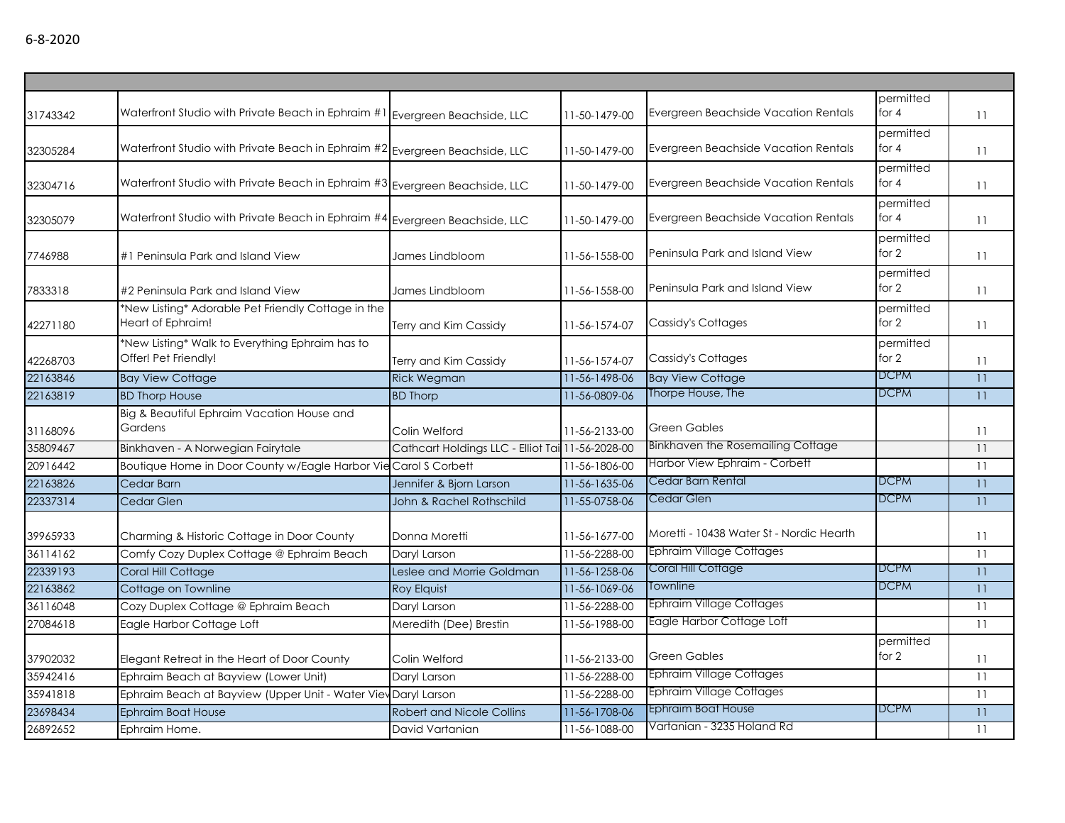6-8-2020

| | | | | | | |
|---|---|---|---|---|---|---|
| 31743342 | Waterfront Studio with Private Beach in Ephraim #1 | Evergreen Beachside, LLC | 11-50-1479-00 | Evergreen Beachside Vacation Rentals | permitted for 4 | 11 |
| 32305284 | Waterfront Studio with Private Beach in Ephraim #2 | Evergreen Beachside, LLC | 11-50-1479-00 | Evergreen Beachside Vacation Rentals | permitted for 4 | 11 |
| 32304716 | Waterfront Studio with Private Beach in Ephraim #3 | Evergreen Beachside, LLC | 11-50-1479-00 | Evergreen Beachside Vacation Rentals | permitted for 4 | 11 |
| 32305079 | Waterfront Studio with Private Beach in Ephraim #4 | Evergreen Beachside, LLC | 11-50-1479-00 | Evergreen Beachside Vacation Rentals | permitted for 4 | 11 |
| 7746988 | #1 Peninsula Park and Island View | James Lindbloom | 11-56-1558-00 | Peninsula Park and Island View | permitted for 2 | 11 |
| 7833318 | #2 Peninsula Park and Island View | James Lindbloom | 11-56-1558-00 | Peninsula Park and Island View | permitted for 2 | 11 |
| 42271180 | *New Listing* Adorable Pet Friendly Cottage in the Heart of Ephraim! | Terry and Kim Cassidy | 11-56-1574-07 | Cassidy's Cottages | permitted for 2 | 11 |
| 42268703 | *New Listing* Walk to Everything Ephraim has to Offer! Pet Friendly! | Terry and Kim Cassidy | 11-56-1574-07 | Cassidy's Cottages | permitted for 2 | 11 |
| 22163846 | Bay View Cottage | Rick Wegman | 11-56-1498-06 | Bay View Cottage | DCPM | 11 |
| 22163819 | BD Thorp House | BD Thorp | 11-56-0809-06 | Thorpe House, The | DCPM | 11 |
| 31168096 | Big & Beautiful Ephraim Vacation House and Gardens | Colin Welford | 11-56-2133-00 | Green Gables | | 11 |
| 35809467 | Binkhaven - A Norwegian Fairytale | Cathcart Holdings LLC - Elliot Tai | 11-56-2028-00 | Binkhaven the Rosemailing Cottage | | 11 |
| 20916442 | Boutique Home in Door County w/Eagle Harbor Vie | Carol S Corbett | 11-56-1806-00 | Harbor View Ephraim - Corbett | | 11 |
| 22163826 | Cedar Barn | Jennifer & Bjorn Larson | 11-56-1635-06 | Cedar Barn Rental | DCPM | 11 |
| 22337314 | Cedar Glen | John & Rachel Rothschild | 11-55-0758-06 | Cedar Glen | DCPM | 11 |
| 39965933 | Charming & Historic Cottage in Door County | Donna Moretti | 11-56-1677-00 | Moretti - 10438 Water St - Nordic Hearth | | 11 |
| 36114162 | Comfy Cozy Duplex Cottage @ Ephraim Beach | Daryl Larson | 11-56-2288-00 | Ephraim Village Cottages | | 11 |
| 22339193 | Coral Hill Cottage | Leslee and Morrie Goldman | 11-56-1258-06 | Coral Hill Cottage | DCPM | 11 |
| 22163862 | Cottage on Townline | Roy Elquist | 11-56-1069-06 | Townline | DCPM | 11 |
| 36116048 | Cozy Duplex Cottage @ Ephraim Beach | Daryl Larson | 11-56-2288-00 | Ephraim Village Cottages | | 11 |
| 27084618 | Eagle Harbor Cottage Loft | Meredith (Dee) Brestin | 11-56-1988-00 | Eagle Harbor Cottage Loft | | 11 |
| 37902032 | Elegant Retreat in the Heart of Door County | Colin Welford | 11-56-2133-00 | Green Gables | permitted for 2 | 11 |
| 35942416 | Ephraim Beach at Bayview (Lower Unit) | Daryl Larson | 11-56-2288-00 | Ephraim Village Cottages | | 11 |
| 35941818 | Ephraim Beach at Bayview (Upper Unit - Water Viev | Daryl Larson | 11-56-2288-00 | Ephraim Village Cottages | | 11 |
| 23698434 | Ephraim Boat House | Robert and Nicole Collins | 11-56-1708-06 | Ephraim Boat House | DCPM | 11 |
| 26892652 | Ephraim Home. | David Vartanian | 11-56-1088-00 | Vartanian - 3235 Holand Rd | | 11 |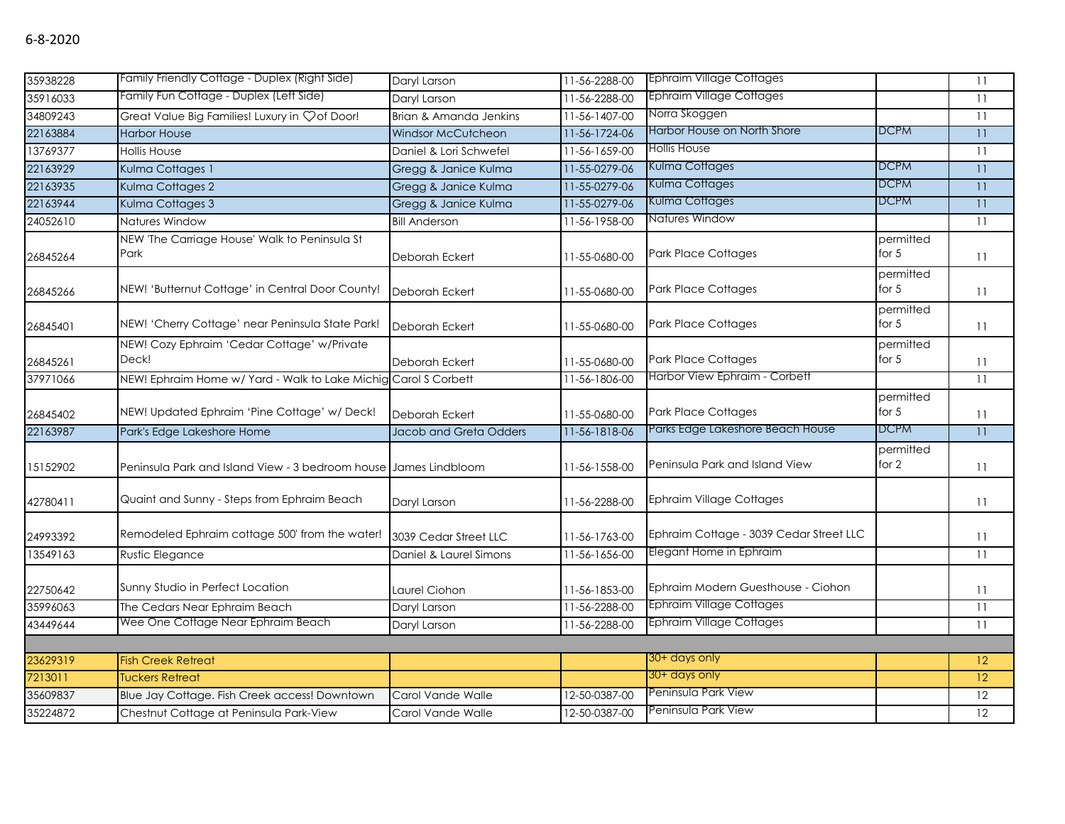6-8-2020

| | | | | | | |
|---|---|---|---|---|---|---|
| 35938228 | Family Friendly Cottage - Duplex (Right Side) | Daryl Larson | 11-56-2288-00 | Ephraim Village Cottages | | 11 |
| 35916033 | Family Fun Cottage - Duplex (Left Side) | Daryl Larson | 11-56-2288-00 | Ephraim Village Cottages | | 11 |
| 34809243 | Great Value Big Families! Luxury in ♡of Door! | Brian & Amanda Jenkins | 11-56-1407-00 | Norra Skoggen | | 11 |
| 22163884 | Harbor House | Windsor McCutcheon | 11-56-1724-06 | Harbor House on North Shore | DCPM | 11 |
| 13769377 | Hollis House | Daniel & Lori Schwefel | 11-56-1659-00 | Hollis House | | 11 |
| 22163929 | Kulma Cottages 1 | Gregg & Janice Kulma | 11-55-0279-06 | Kulma Cottages | DCPM | 11 |
| 22163935 | Kulma Cottages 2 | Gregg & Janice Kulma | 11-55-0279-06 | Kulma Cottages | DCPM | 11 |
| 22163944 | Kulma Cottages 3 | Gregg & Janice Kulma | 11-55-0279-06 | Kulma Cottages | DCPM | 11 |
| 24052610 | Natures Window | Bill Anderson | 11-56-1958-00 | Natures Window | | 11 |
| 26845264 | NEW 'The Carriage House' Walk to Peninsula St Park | Deborah Eckert | 11-55-0680-00 | Park Place Cottages | permitted for 5 | 11 |
| 26845266 | NEW! 'Butternut Cottage' in Central Door County! | Deborah Eckert | 11-55-0680-00 | Park Place Cottages | permitted for 5 | 11 |
| 26845401 | NEW! 'Cherry Cottage' near Peninsula State Park! | Deborah Eckert | 11-55-0680-00 | Park Place Cottages | permitted for 5 | 11 |
| 26845261 | NEW! Cozy Ephraim 'Cedar Cottage' w/Private Deck! | Deborah Eckert | 11-55-0680-00 | Park Place Cottages | permitted for 5 | 11 |
| 37971066 | NEW! Ephraim Home w/ Yard - Walk to Lake Michig | Carol S Corbett | 11-56-1806-00 | Harbor View Ephraim - Corbett | | 11 |
| 26845402 | NEW! Updated Ephraim 'Pine Cottage' w/ Deck! | Deborah Eckert | 11-55-0680-00 | Park Place Cottages | permitted for 5 | 11 |
| 22163987 | Park's Edge Lakeshore Home | Jacob and Greta Odders | 11-56-1818-06 | Parks Edge Lakeshore Beach House | DCPM | 11 |
| 15152902 | Peninsula Park and Island View - 3 bedroom house | James Lindbloom | 11-56-1558-00 | Peninsula Park and Island View | permitted for 2 | 11 |
| 42780411 | Quaint and Sunny - Steps from Ephraim Beach | Daryl Larson | 11-56-2288-00 | Ephraim Village Cottages | | 11 |
| 24993392 | Remodeled Ephraim cottage 500' from the water! | 3039 Cedar Street LLC | 11-56-1763-00 | Ephraim Cottage - 3039 Cedar Street LLC | | 11 |
| 13549163 | Rustic Elegance | Daniel & Laurel Simons | 11-56-1656-00 | Elegant Home in Ephraim | | 11 |
| 22750642 | Sunny Studio in Perfect Location | Laurel Ciohon | 11-56-1853-00 | Ephraim Modern Guesthouse - Ciohon | | 11 |
| 35996063 | The Cedars Near Ephraim Beach | Daryl Larson | 11-56-2288-00 | Ephraim Village Cottages | | 11 |
| 43449644 | Wee One Cottage Near Ephraim Beach | Daryl Larson | 11-56-2288-00 | Ephraim Village Cottages | | 11 |
| | | | | | | |
| 23629319 | Fish Creek Retreat | | | 30+ days only | | 12 |
| 7213011 | Tuckers Retreat | | | 30+ days only | | 12 |
| 35609837 | Blue Jay Cottage. Fish Creek access! Downtown | Carol Vande Walle | 12-50-0387-00 | Peninsula Park View | | 12 |
| 35224872 | Chestnut Cottage at Peninsula Park-View | Carol Vande Walle | 12-50-0387-00 | Peninsula Park View | | 12 |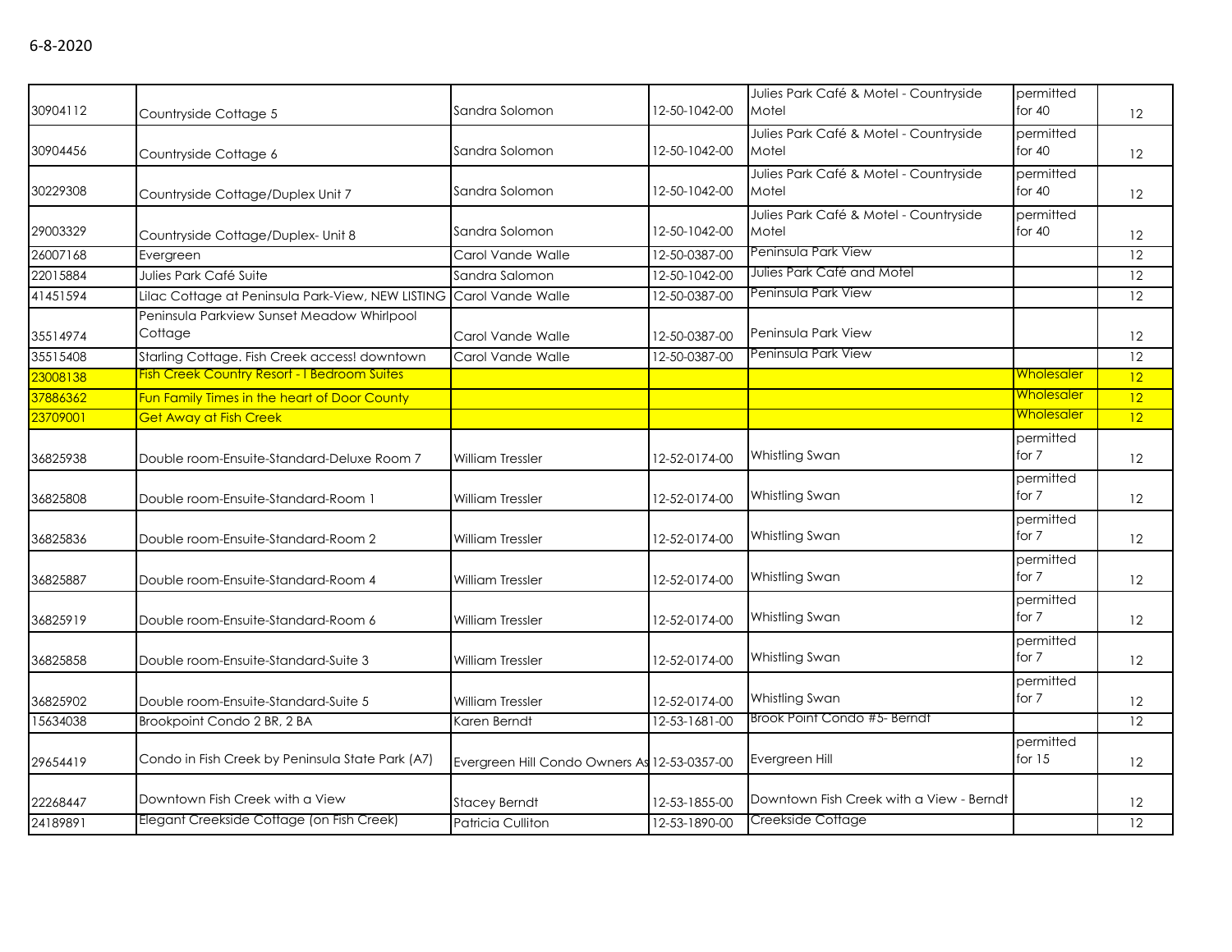6-8-2020

| | | | | | | |
|---|---|---|---|---|---|---|
| 30904112 | Countryside Cottage 5 | Sandra Solomon | 12-50-1042-00 | Julies Park Café & Motel - Countryside Motel | permitted for 40 | 12 |
| 30904456 | Countryside Cottage 6 | Sandra Solomon | 12-50-1042-00 | Julies Park Café & Motel - Countryside Motel | permitted for 40 | 12 |
| 30229308 | Countryside Cottage/Duplex Unit 7 | Sandra Solomon | 12-50-1042-00 | Julies Park Café & Motel - Countryside Motel | permitted for 40 | 12 |
| 29003329 | Countryside Cottage/Duplex- Unit 8 | Sandra Solomon | 12-50-1042-00 | Julies Park Café & Motel - Countryside Motel | permitted for 40 | 12 |
| 26007168 | Evergreen | Carol Vande Walle | 12-50-0387-00 | Peninsula Park View | | 12 |
| 22015884 | Julies Park Café Suite | Sandra Salomon | 12-50-1042-00 | Julies Park Café and Motel | | 12 |
| 41451594 | Lilac Cottage at Peninsula Park-View, NEW LISTING | Carol Vande Walle | 12-50-0387-00 | Peninsula Park View | | 12 |
| 35514974 | Peninsula Parkview Sunset Meadow Whirlpool Cottage | Carol Vande Walle | 12-50-0387-00 | Peninsula Park View | | 12 |
| 35515408 | Starling Cottage. Fish Creek access! downtown | Carol Vande Walle | 12-50-0387-00 | Peninsula Park View | | 12 |
| 23008138 | Fish Creek Country Resort - I Bedroom Suites | | | | Wholesaler | 12 |
| 37886362 | Fun Family Times in the heart of Door County | | | | Wholesaler | 12 |
| 23709001 | Get Away at Fish Creek | | | | Wholesaler | 12 |
| 36825938 | Double room-Ensuite-Standard-Deluxe Room 7 | William Tressler | 12-52-0174-00 | Whistling Swan | permitted for 7 | 12 |
| 36825808 | Double room-Ensuite-Standard-Room 1 | William Tressler | 12-52-0174-00 | Whistling Swan | permitted for 7 | 12 |
| 36825836 | Double room-Ensuite-Standard-Room 2 | William Tressler | 12-52-0174-00 | Whistling Swan | permitted for 7 | 12 |
| 36825887 | Double room-Ensuite-Standard-Room 4 | William Tressler | 12-52-0174-00 | Whistling Swan | permitted for 7 | 12 |
| 36825919 | Double room-Ensuite-Standard-Room 6 | William Tressler | 12-52-0174-00 | Whistling Swan | permitted for 7 | 12 |
| 36825858 | Double room-Ensuite-Standard-Suite 3 | William Tressler | 12-52-0174-00 | Whistling Swan | permitted for 7 | 12 |
| 36825902 | Double room-Ensuite-Standard-Suite 5 | William Tressler | 12-52-0174-00 | Whistling Swan | permitted for 7 | 12 |
| 15634038 | Brookpoint Condo 2 BR, 2 BA | Karen Berndt | 12-53-1681-00 | Brook Point Condo #5- Berndt | | 12 |
| 29654419 | Condo in Fish Creek by Peninsula State Park (A7) | Evergreen Hill Condo Owners As | 12-53-0357-00 | Evergreen Hill | permitted for 15 | 12 |
| 22268447 | Downtown Fish Creek with a View | Stacey Berndt | 12-53-1855-00 | Downtown Fish Creek with a View - Berndt | | 12 |
| 24189891 | Elegant Creekside Cottage (on Fish Creek) | Patricia Culliton | 12-53-1890-00 | Creekside Cottage | | 12 |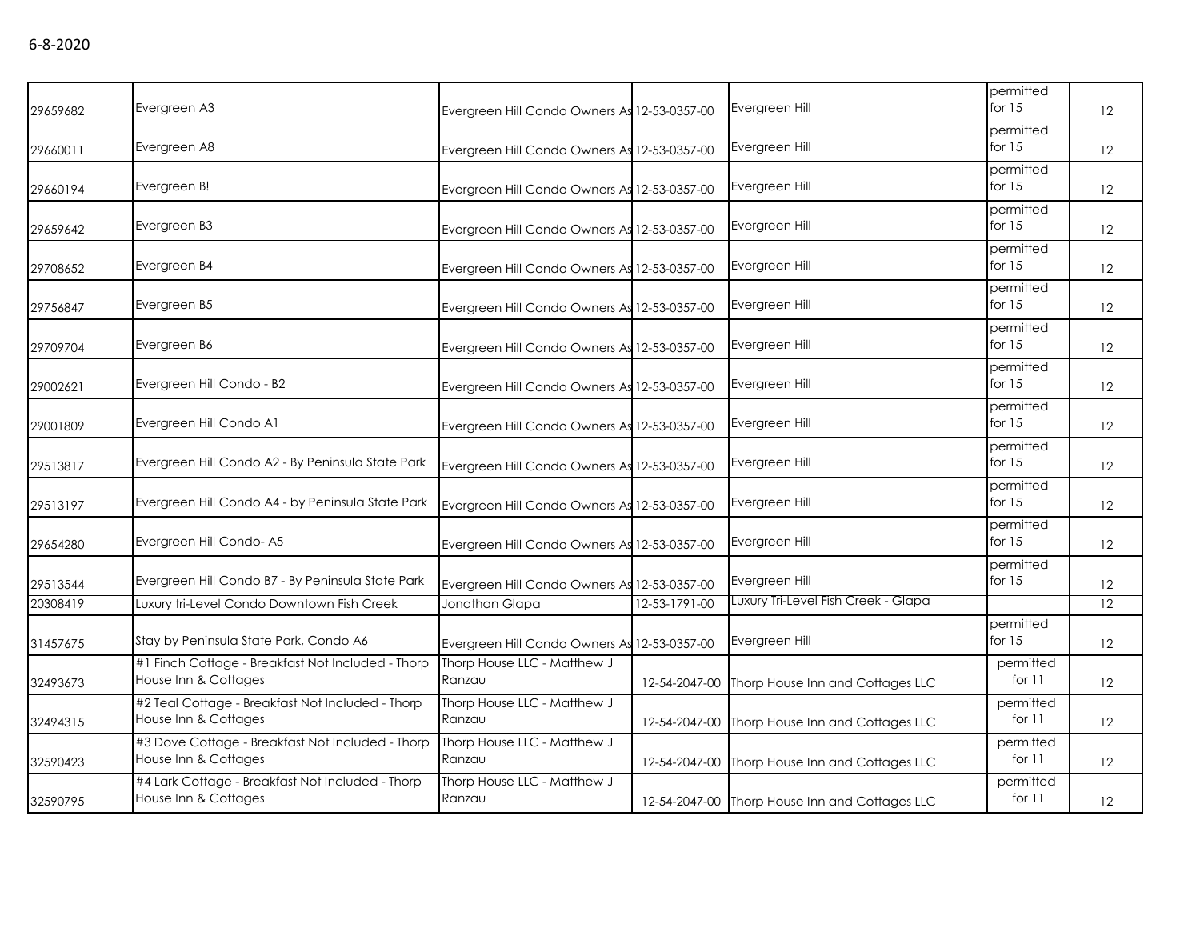6-8-2020

| | | | | | | |
|---|---|---|---|---|---|---|
| 29659682 | Evergreen A3 | Evergreen Hill Condo Owners As | 12-53-0357-00 | Evergreen Hill | permitted for 15 | 12 |
| 29660011 | Evergreen A8 | Evergreen Hill Condo Owners As | 12-53-0357-00 | Evergreen Hill | permitted for 15 | 12 |
| 29660194 | Evergreen B! | Evergreen Hill Condo Owners As | 12-53-0357-00 | Evergreen Hill | permitted for 15 | 12 |
| 29659642 | Evergreen B3 | Evergreen Hill Condo Owners As | 12-53-0357-00 | Evergreen Hill | permitted for 15 | 12 |
| 29708652 | Evergreen B4 | Evergreen Hill Condo Owners As | 12-53-0357-00 | Evergreen Hill | permitted for 15 | 12 |
| 29756847 | Evergreen B5 | Evergreen Hill Condo Owners As | 12-53-0357-00 | Evergreen Hill | permitted for 15 | 12 |
| 29709704 | Evergreen B6 | Evergreen Hill Condo Owners As | 12-53-0357-00 | Evergreen Hill | permitted for 15 | 12 |
| 29002621 | Evergreen Hill Condo - B2 | Evergreen Hill Condo Owners As | 12-53-0357-00 | Evergreen Hill | permitted for 15 | 12 |
| 29001809 | Evergreen Hill Condo A1 | Evergreen Hill Condo Owners As | 12-53-0357-00 | Evergreen Hill | permitted for 15 | 12 |
| 29513817 | Evergreen Hill Condo A2 - By Peninsula State Park | Evergreen Hill Condo Owners As | 12-53-0357-00 | Evergreen Hill | permitted for 15 | 12 |
| 29513197 | Evergreen Hill Condo A4 - by Peninsula State Park | Evergreen Hill Condo Owners As | 12-53-0357-00 | Evergreen Hill | permitted for 15 | 12 |
| 29654280 | Evergreen Hill Condo- A5 | Evergreen Hill Condo Owners As | 12-53-0357-00 | Evergreen Hill | permitted for 15 | 12 |
| 29513544 | Evergreen Hill Condo B7 - By Peninsula State Park | Evergreen Hill Condo Owners As | 12-53-0357-00 | Evergreen Hill | permitted for 15 | 12 |
| 20308419 | Luxury tri-Level Condo Downtown Fish Creek | Jonathan Glapa | 12-53-1791-00 | Luxury Tri-Level Fish Creek - Glapa | | 12 |
| 31457675 | Stay by Peninsula State Park, Condo A6 | Evergreen Hill Condo Owners As | 12-53-0357-00 | Evergreen Hill | permitted for 15 | 12 |
| 32493673 | #1 Finch Cottage - Breakfast Not Included - Thorp House Inn & Cottages | Thorp House LLC - Matthew J Ranzau | 12-54-2047-00 | Thorp House Inn and Cottages LLC | permitted for 11 | 12 |
| 32494315 | #2 Teal Cottage - Breakfast Not Included - Thorp House Inn & Cottages | Thorp House LLC - Matthew J Ranzau | 12-54-2047-00 | Thorp House Inn and Cottages LLC | permitted for 11 | 12 |
| 32590423 | #3 Dove Cottage - Breakfast Not Included - Thorp House Inn & Cottages | Thorp House LLC - Matthew J Ranzau | 12-54-2047-00 | Thorp House Inn and Cottages LLC | permitted for 11 | 12 |
| 32590795 | #4 Lark Cottage - Breakfast Not Included - Thorp House Inn & Cottages | Thorp House LLC - Matthew J Ranzau | 12-54-2047-00 | Thorp House Inn and Cottages LLC | permitted for 11 | 12 |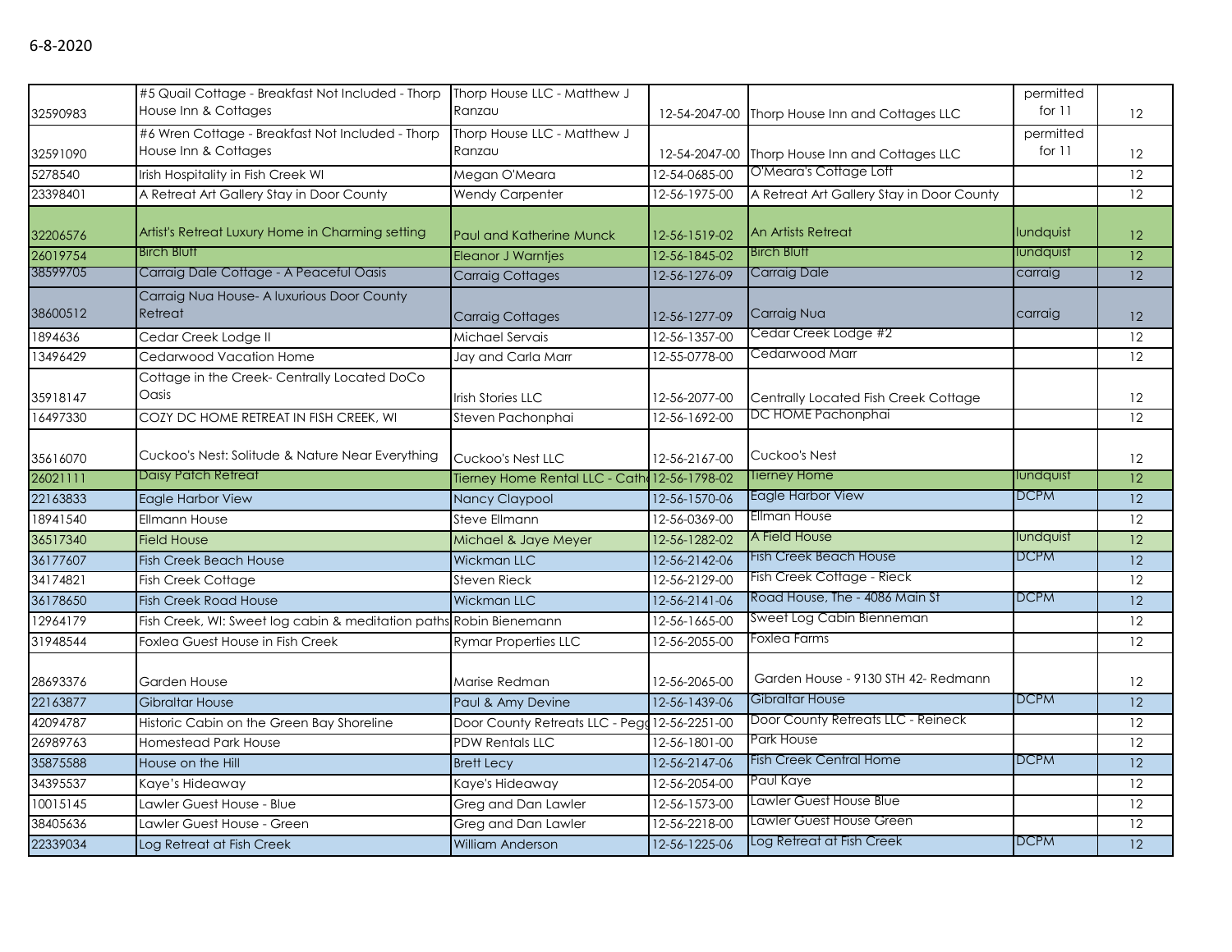6-8-2020

| | | | | | | |
|---|---|---|---|---|---|---|
| 32590983 | #5 Quail Cottage - Breakfast Not Included - Thorp House Inn & Cottages | Thorp House LLC - Matthew J Ranzau | 12-54-2047-00 | Thorp House Inn and Cottages LLC | permitted for 11 | 12 |
| 32591090 | #6 Wren Cottage - Breakfast Not Included - Thorp House Inn & Cottages | Thorp House LLC - Matthew J Ranzau | 12-54-2047-00 | Thorp House Inn and Cottages LLC | permitted for 11 | 12 |
| 5278540 | Irish Hospitality in Fish Creek WI | Megan O'Meara | 12-54-0685-00 | O'Meara's Cottage Loft | | 12 |
| 23398401 | A Retreat Art Gallery Stay in Door County | Wendy Carpenter | 12-56-1975-00 | A Retreat Art Gallery Stay in Door County | | 12 |
| 32206576 | Artist's Retreat Luxury Home in Charming setting | Paul and Katherine Munck | 12-56-1519-02 | An Artists Retreat | lundquist | 12 |
| 26019754 | Birch Bluff | Eleanor J Warntjes | 12-56-1845-02 | Birch Bluff | lundquist | 12 |
| 38599705 | Carraig Dale Cottage - A Peaceful Oasis | Carraig Cottages | 12-56-1276-09 | Carraig Dale | carraig | 12 |
| 38600512 | Carraig Nua House- A luxurious Door County Retreat | Carraig Cottages | 12-56-1277-09 | Carraig Nua | carraig | 12 |
| 1894636 | Cedar Creek Lodge II | Michael Servais | 12-56-1357-00 | Cedar Creek Lodge #2 | | 12 |
| 13496429 | Cedarwood Vacation Home | Jay and Carla Marr | 12-55-0778-00 | Cedarwood Marr | | 12 |
| 35918147 | Cottage in the Creek- Centrally Located DoCo Oasis | Irish Stories LLC | 12-56-2077-00 | Centrally Located Fish Creek Cottage | | 12 |
| 16497330 | COZY DC HOME RETREAT IN FISH CREEK, WI | Steven Pachonphai | 12-56-1692-00 | DC HOME Pachonphai | | 12 |
| 35616070 | Cuckoo's Nest: Solitude & Nature Near Everything | Cuckoo's Nest LLC | 12-56-2167-00 | Cuckoo's Nest | | 12 |
| 26021111 | Daisy Patch Retreat | Tierney Home Rental LLC - Cath | 12-56-1798-02 | Tierney Home | lundquist | 12 |
| 22163833 | Eagle Harbor View | Nancy Claypool | 12-56-1570-06 | Eagle Harbor View | DCPM | 12 |
| 18941540 | Ellmann House | Steve Ellmann | 12-56-0369-00 | Ellman House | | 12 |
| 36517340 | Field House | Michael & Jaye Meyer | 12-56-1282-02 | A Field House | lundquist | 12 |
| 36177607 | Fish Creek Beach House | Wickman LLC | 12-56-2142-06 | Fish Creek Beach House | DCPM | 12 |
| 34174821 | Fish Creek Cottage | Steven Rieck | 12-56-2129-00 | Fish Creek Cottage - Rieck | | 12 |
| 36178650 | Fish Creek Road House | Wickman LLC | 12-56-2141-06 | Road House, The - 4086 Main St | DCPM | 12 |
| 12964179 | Fish Creek, WI: Sweet log cabin & meditation paths | Robin Bienemann | 12-56-1665-00 | Sweet Log Cabin Bienneman | | 12 |
| 31948544 | Foxlea Guest House in Fish Creek | Rymar Properties LLC | 12-56-2055-00 | Foxlea Farms | | 12 |
| 28693376 | Garden House | Marise Redman | 12-56-2065-00 | Garden House - 9130 STH 42- Redmann | | 12 |
| 22163877 | Gibraltar House | Paul & Amy Devine | 12-56-1439-06 | Gibraltar House | DCPM | 12 |
| 42094787 | Historic Cabin on the Green Bay Shoreline | Door County Retreats LLC - Pegg | 12-56-2251-00 | Door County Retreats LLC - Reineck | | 12 |
| 26989763 | Homestead Park House | PDW Rentals LLC | 12-56-1801-00 | Park House | | 12 |
| 35875588 | House on the Hill | Brett Lecy | 12-56-2147-06 | Fish Creek Central Home | DCPM | 12 |
| 34395537 | Kaye's Hideaway | Kaye's Hideaway | 12-56-2054-00 | Paul Kaye | | 12 |
| 10015145 | Lawler Guest House - Blue | Greg and Dan Lawler | 12-56-1573-00 | Lawler Guest House Blue | | 12 |
| 38405636 | Lawler Guest House - Green | Greg and Dan Lawler | 12-56-2218-00 | Lawler Guest House Green | | 12 |
| 22339034 | Log Retreat at Fish Creek | William Anderson | 12-56-1225-06 | Log Retreat at Fish Creek | DCPM | 12 |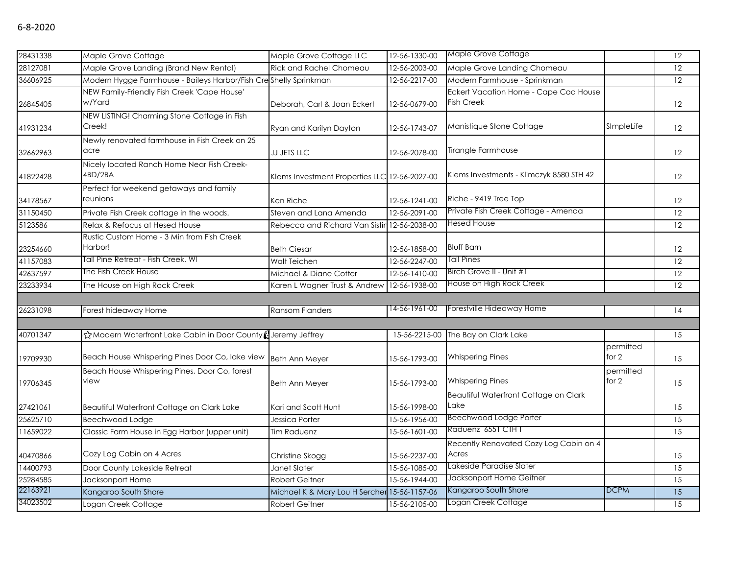6-8-2020

| | | | | | | |
|---|---|---|---|---|---|---|
| 28431338 | Maple Grove Cottage | Maple Grove Cottage LLC | 12-56-1330-00 | Maple Grove Cottage | | 12 |
| 28127081 | Maple Grove Landing (Brand New Rental) | Rick and Rachel Chomeau | 12-56-2003-00 | Maple Grove Landing Chomeau | | 12 |
| 36606925 | Modern Hygge Farmhouse - Baileys Harbor/Fish Cre | Shelly Sprinkman | 12-56-2217-00 | Modern Farmhouse - Sprinkman | | 12 |
| 26845405 | NEW Family-Friendly Fish Creek 'Cape House' w/Yard | Deborah, Carl & Joan Eckert | 12-56-0679-00 | Eckert Vacation Home - Cape Cod House Fish Creek | | 12 |
| 41931234 | NEW LISTING! Charming Stone Cottage in Fish Creek! | Ryan and Karilyn Dayton | 12-56-1743-07 | Manistique Stone Cottage | SImpleLife | 12 |
| 32662963 | Newly renovated farmhouse in Fish Creek on 25 acre | JJ JETS LLC | 12-56-2078-00 | Tirangle Farmhouse | | 12 |
| 41822428 | Nicely located Ranch Home Near Fish Creek-4BD/2BA | Klems Investment Properties LLC | 12-56-2027-00 | Klems Investments - Klimczyk 8580 STH 42 | | 12 |
| 34178567 | Perfect for weekend getaways and family reunions | Ken Riche | 12-56-1241-00 | Riche - 9419 Tree Top | | 12 |
| 31150450 | Private Fish Creek cottage in the woods. | Steven and Lana Amenda | 12-56-2091-00 | Private Fish Creek Cottage - Amenda | | 12 |
| 5123586 | Relax & Refocus at Hesed House | Rebecca and Richard Van Sistin | 12-56-2038-00 | Hesed House | | 12 |
| 23254660 | Rustic Custom Home - 3 Min from Fish Creek Harbor! | Beth Ciesar | 12-56-1858-00 | Bluff Barn | | 12 |
| 41157083 | Tall Pine Retreat - Fish Creek, WI | Walt Teichen | 12-56-2247-00 | Tall Pines | | 12 |
| 42637597 | The Fish Creek House | Michael & Diane Cotter | 12-56-1410-00 | Birch Grove II - Unit #1 | | 12 |
| 23233934 | The House on High Rock Creek | Karen L Wagner Trust & Andrew | 12-56-1938-00 | House on High Rock Creek | | 12 |
| | | | | | | |
| 26231098 | Forest hideaway Home | Ransom Flanders | 14-56-1961-00 | Forestville Hideaway Home | | 14 |
| | | | | | | |
| 40701347 | ☆Modern Waterfront Lake Cabin in Door County | Jeremy Jeffrey | 15-56-2215-00 | The Bay on Clark Lake | | 15 |
| 19709930 | Beach House Whispering Pines Door Co, lake view | Beth Ann Meyer | 15-56-1793-00 | Whispering Pines | permitted for 2 | 15 |
| 19706345 | Beach House Whispering Pines, Door Co, forest view | Beth Ann Meyer | 15-56-1793-00 | Whispering Pines | permitted for 2 | 15 |
| 27421061 | Beautiful Waterfront Cottage on Clark Lake | Kari and Scott Hunt | 15-56-1998-00 | Beautiful Waterfront Cottage on Clark Lake | | 15 |
| 25625710 | Beechwood Lodge | Jessica Porter | 15-56-1956-00 | Beechwood Lodge Porter | | 15 |
| 11659022 | Classic Farm House in Egg Harbor (upper unit) | Tim Raduenz | 15-56-1601-00 | Raduenz 6551 CTH I | | 15 |
| 40470866 | Cozy Log Cabin on 4 Acres | Christine Skogg | 15-56-2237-00 | Recently Renovated Cozy Log Cabin on 4 Acres | | 15 |
| 14400793 | Door County Lakeside Retreat | Janet Slater | 15-56-1085-00 | Lakeside Paradise Slater | | 15 |
| 25284585 | Jacksonport Home | Robert Geitner | 15-56-1944-00 | Jacksonport Home Geitner | | 15 |
| 22163921 | Kangaroo South Shore | Michael K & Mary Lou H Sercher | 15-56-1157-06 | Kangaroo South Shore | DCPM | 15 |
| 34023502 | Logan Creek Cottage | Robert Geitner | 15-56-2105-00 | Logan Creek Cottage | | 15 |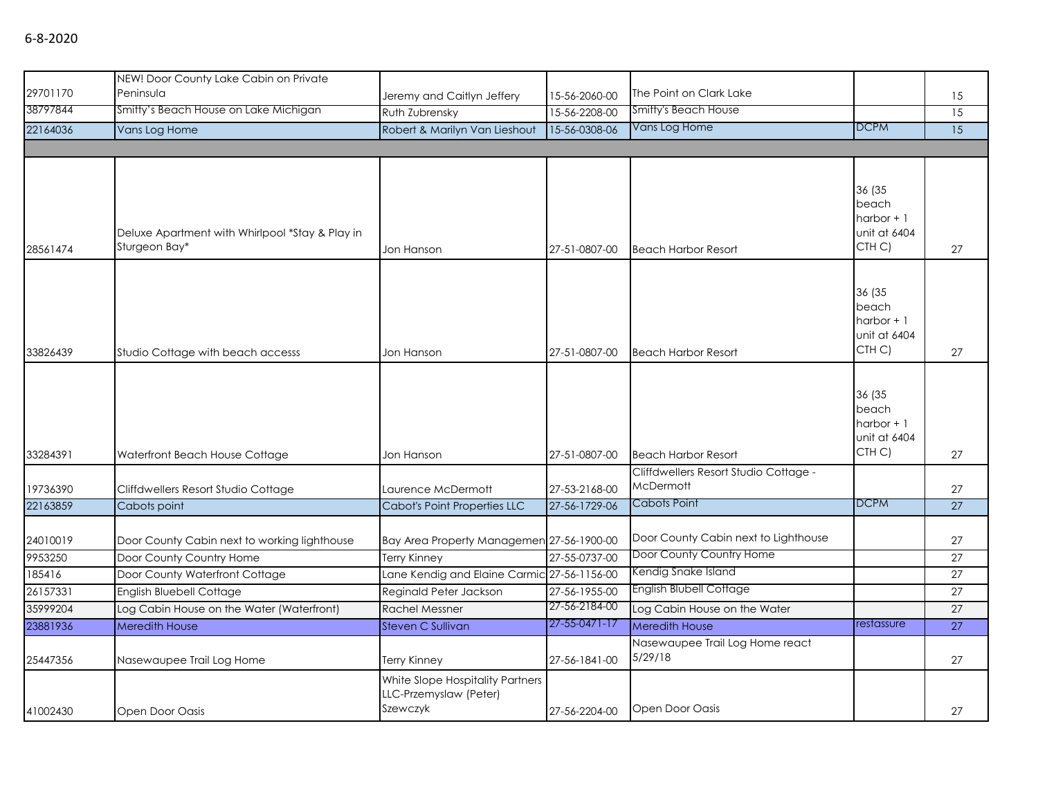6-8-2020

| | | | | | | |
|---|---|---|---|---|---|---|
| 29701170 | NEW! Door County Lake Cabin on Private Peninsula | Jeremy and Caitlyn Jeffery | 15-56-2060-00 | The Point on Clark Lake | | 15 |
| 38797844 | Smitty's Beach House on Lake Michigan | Ruth Zubrensky | 15-56-2208-00 | Smitty's Beach House | | 15 |
| 22164036 | Vans Log Home | Robert & Marilyn Van Lieshout | 15-56-0308-06 | Vans Log Home | DCPM | 15 |
| | | | | | | |
| 28561474 | Deluxe Apartment with Whirlpool *Stay & Play in Sturgeon Bay* | Jon Hanson | 27-51-0807-00 | Beach Harbor Resort | 36 (35 beach harbor + 1 unit at 6404 CTH C) | 27 |
| 33826439 | Studio Cottage with beach accesss | Jon Hanson | 27-51-0807-00 | Beach Harbor Resort | 36 (35 beach harbor + 1 unit at 6404 CTH C) | 27 |
| 33284391 | Waterfront Beach House Cottage | Jon Hanson | 27-51-0807-00 | Beach Harbor Resort | 36 (35 beach harbor + 1 unit at 6404 CTH C) | 27 |
| 19736390 | Cliffdwellers Resort Studio Cottage | Laurence McDermott | 27-53-2168-00 | Cliffdwellers Resort Studio Cottage - McDermott | | 27 |
| 22163859 | Cabots point | Cabot's Point Properties LLC | 27-56-1729-06 | Cabots Point | DCPM | 27 |
| 24010019 | Door County Cabin next to working lighthouse | Bay Area Property Managemen | 27-56-1900-00 | Door County Cabin next to Lighthouse | | 27 |
| 9953250 | Door County Country Home | Terry Kinney | 27-55-0737-00 | Door County Country Home | | 27 |
| 185416 | Door County Waterfront Cottage | Lane Kendig and Elaine Carmic | 27-56-1156-00 | Kendig Snake Island | | 27 |
| 26157331 | English Bluebell Cottage | Reginald Peter Jackson | 27-56-1955-00 | English Blubell Cottage | | 27 |
| 35999204 | Log Cabin House on the Water (Waterfront) | Rachel Messner | 27-56-2184-00 | Log Cabin House on the Water | | 27 |
| 23881936 | Meredith House | Steven C Sullivan | 27-55-0471-17 | Meredith House | restassure | 27 |
| 25447356 | Nasewaupee Trail Log Home | Terry Kinney | 27-56-1841-00 | Nasewaupee Trail Log Home react 5/29/18 | | 27 |
| 41002430 | Open Door Oasis | White Slope Hospitality Partners LLC-Przemyslaw (Peter) Szewczyk | 27-56-2204-00 | Open Door Oasis | | 27 |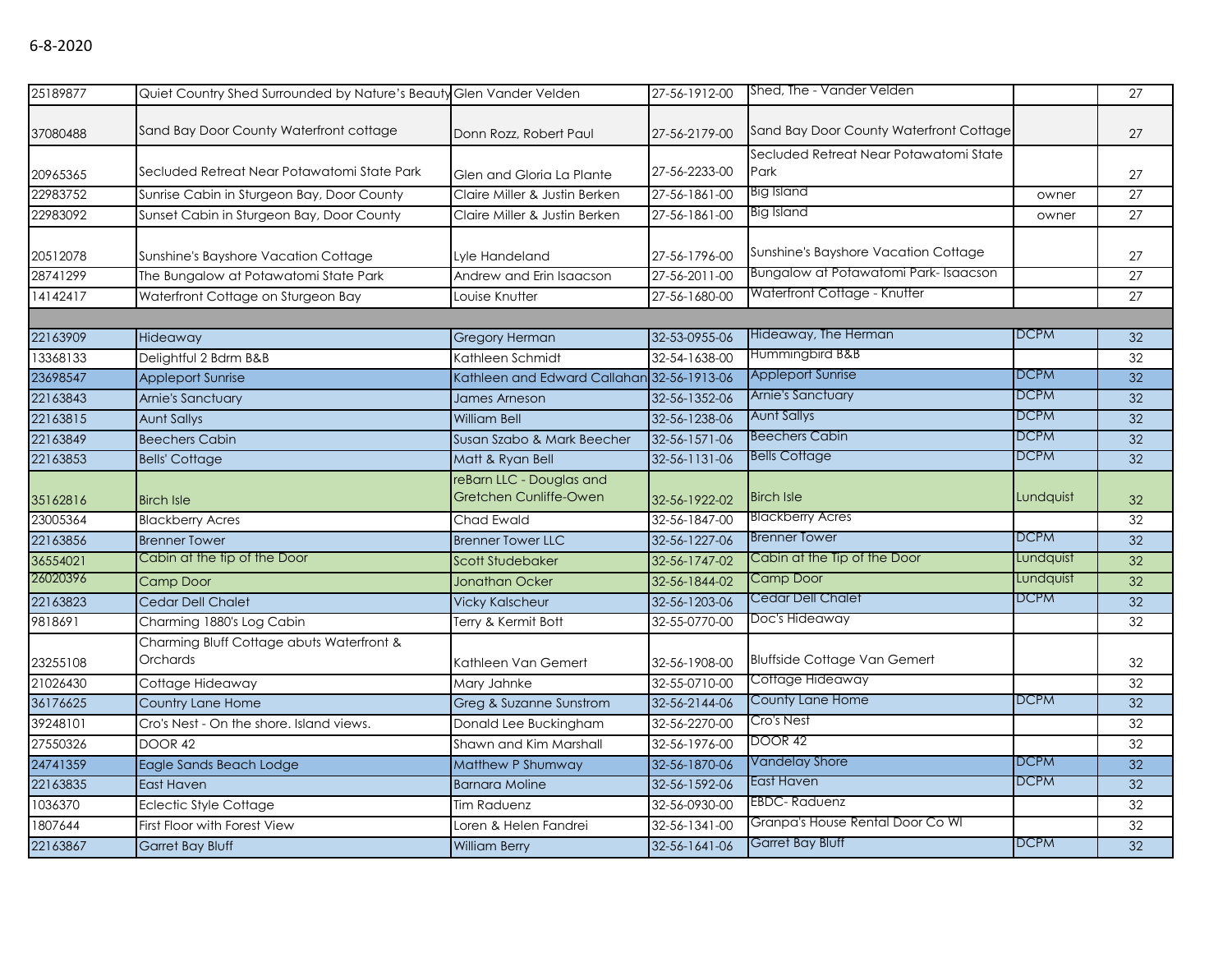6-8-2020

| | | | | | | |
|---|---|---|---|---|---|---|
| 25189877 | Quiet Country Shed Surrounded by Nature's Beauty | Glen Vander Velden | 27-56-1912-00 | Shed, The - Vander Velden | | 27 |
| 37080488 | Sand Bay Door County Waterfront cottage | Donn Rozz, Robert Paul | 27-56-2179-00 | Sand Bay Door County Waterfront Cottage | | 27 |
| 20965365 | Secluded Retreat Near Potawatomi State Park | Glen and Gloria La Plante | 27-56-2233-00 | Secluded Retreat Near Potawatomi State Park | | 27 |
| 22983752 | Sunrise Cabin in Sturgeon Bay, Door County | Claire Miller & Justin Berken | 27-56-1861-00 | Big Island | owner | 27 |
| 22983092 | Sunset Cabin in Sturgeon Bay, Door County | Claire Miller & Justin Berken | 27-56-1861-00 | Big Island | owner | 27 |
| 20512078 | Sunshine's Bayshore Vacation Cottage | Lyle Handeland | 27-56-1796-00 | Sunshine's Bayshore Vacation Cottage | | 27 |
| 28741299 | The Bungalow at Potawatomi State Park | Andrew and Erin Isaacson | 27-56-2011-00 | Bungalow at Potawatomi Park- Isaacson | | 27 |
| 14142417 | Waterfront Cottage on Sturgeon Bay | Louise Knutter | 27-56-1680-00 | Waterfront Cottage - Knutter | | 27 |
| | | | | | | |
| 22163909 | Hideaway | Gregory Herman | 32-53-0955-06 | Hideaway, The Herman | DCPM | 32 |
| 13368133 | Delightful 2 Bdrm B&B | Kathleen Schmidt | 32-54-1638-00 | Hummingbird B&B | | 32 |
| 23698547 | Appleport Sunrise | Kathleen and Edward Callahan | 32-56-1913-06 | Appleport Sunrise | DCPM | 32 |
| 22163843 | Arnie's Sanctuary | James Arneson | 32-56-1352-06 | Arnie's Sanctuary | DCPM | 32 |
| 22163815 | Aunt Sallys | William Bell | 32-56-1238-06 | Aunt Sallys | DCPM | 32 |
| 22163849 | Beechers Cabin | Susan Szabo & Mark Beecher | 32-56-1571-06 | Beechers Cabin | DCPM | 32 |
| 22163853 | Bells' Cottage | Matt & Ryan Bell | 32-56-1131-06 | Bells Cottage | DCPM | 32 |
| 35162816 | Birch Isle | reBarn LLC - Douglas and Gretchen Cunliffe-Owen | 32-56-1922-02 | Birch Isle | Lundquist | 32 |
| 23005364 | Blackberry Acres | Chad Ewald | 32-56-1847-00 | Blackberry Acres | | 32 |
| 22163856 | Brenner Tower | Brenner Tower LLC | 32-56-1227-06 | Brenner Tower | DCPM | 32 |
| 36554021 | Cabin at the tip of the Door | Scott Studebaker | 32-56-1747-02 | Cabin at the Tip of the Door | Lundquist | 32 |
| 26020396 | Camp Door | Jonathan Ocker | 32-56-1844-02 | Camp Door | Lundquist | 32 |
| 22163823 | Cedar Dell Chalet | Vicky Kalscheur | 32-56-1203-06 | Cedar Dell Chalet | DCPM | 32 |
| 9818691 | Charming 1880's Log Cabin | Terry & Kermit Bott | 32-55-0770-00 | Doc's Hideaway | | 32 |
| 23255108 | Charming Bluff Cottage abuts Waterfront & Orchards | Kathleen Van Gemert | 32-56-1908-00 | Bluffside Cottage Van Gemert | | 32 |
| 21026430 | Cottage Hideaway | Mary Jahnke | 32-55-0710-00 | Cottage Hideaway | | 32 |
| 36176625 | Country Lane Home | Greg & Suzanne Sunstrom | 32-56-2144-06 | County Lane Home | DCPM | 32 |
| 39248101 | Cro's Nest - On the shore. Island views. | Donald Lee Buckingham | 32-56-2270-00 | Cro's Nest | | 32 |
| 27550326 | DOOR 42 | Shawn and Kim Marshall | 32-56-1976-00 | DOOR 42 | | 32 |
| 24741359 | Eagle Sands Beach Lodge | Matthew P Shumway | 32-56-1870-06 | Vandelay Shore | DCPM | 32 |
| 22163835 | East Haven | Barnara Moline | 32-56-1592-06 | East Haven | DCPM | 32 |
| 1036370 | Eclectic Style Cottage | Tim Raduenz | 32-56-0930-00 | EBDC- Raduenz | | 32 |
| 1807644 | First Floor with Forest View | Loren & Helen Fandrei | 32-56-1341-00 | Granpa's House Rental Door Co WI | | 32 |
| 22163867 | Garret Bay Bluff | William Berry | 32-56-1641-06 | Garret Bay Bluff | DCPM | 32 |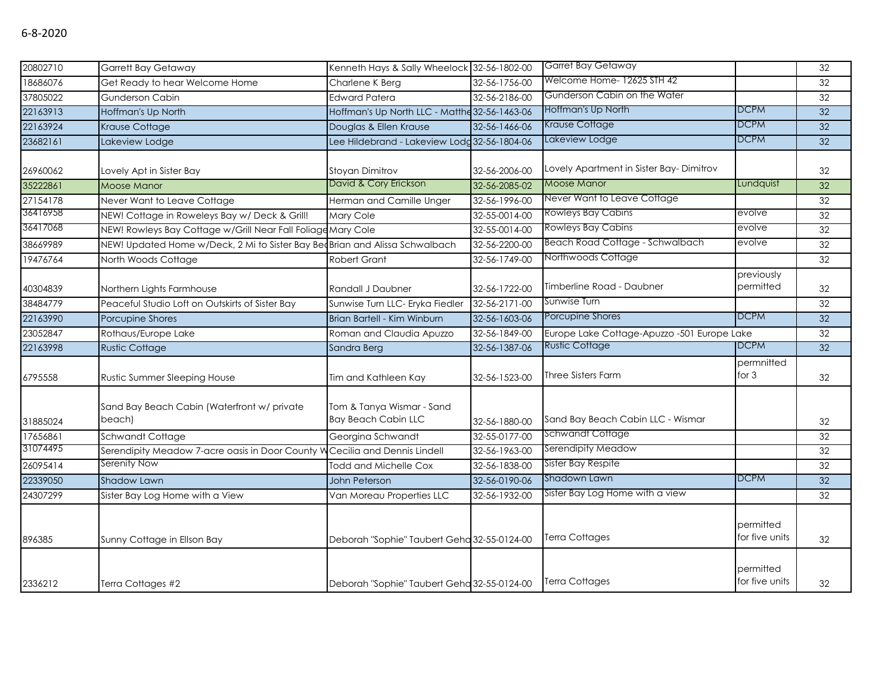6-8-2020

| | | | | | | |
|---|---|---|---|---|---|---|
| 20802710 | Garrett Bay Getaway | Kenneth Hays & Sally Wheelock | 32-56-1802-00 | Garret Bay Getaway | | 32 |
| 18686076 | Get Ready to hear Welcome Home | Charlene K Berg | 32-56-1756-00 | Welcome Home- 12625 STH 42 | | 32 |
| 37805022 | Gunderson Cabin | Edward Patera | 32-56-2186-00 | Gunderson Cabin on the Water | | 32 |
| 22163913 | Hoffman's Up North | Hoffman's Up North LLC - Matthe | 32-56-1463-06 | Hoffman's Up North | DCPM | 32 |
| 22163924 | Krause Cottage | Douglas & Ellen Krause | 32-56-1466-06 | Krause Cottage | DCPM | 32 |
| 23682161 | Lakeview Lodge | Lee Hildebrand - Lakeview Lodg | 32-56-1804-06 | Lakeview Lodge | DCPM | 32 |
| 26960062 | Lovely Apt in Sister Bay | Stoyan Dimitrov | 32-56-2006-00 | Lovely Apartment in Sister Bay- Dimitrov | | 32 |
| 35222861 | Moose Manor | David & Cory Erickson | 32-56-2085-02 | Moose Manor | Lundquist | 32 |
| 27154178 | Never Want to Leave Cottage | Herman and Camille Unger | 32-56-1996-00 | Never Want to Leave Cottage | | 32 |
| 36416958 | NEW! Cottage in Roweleys Bay w/ Deck & Grill! | Mary Cole | 32-55-0014-00 | Rowleys Bay Cabins | evolve | 32 |
| 36417068 | NEW! Rowleys Bay Cottage w/Grill Near Fall Foliage | Mary Cole | 32-55-0014-00 | Rowleys Bay Cabins | evolve | 32 |
| 38669989 | NEW! Updated Home w/Deck, 2 Mi to Sister Bay Be | Brian and Alissa Schwalbach | 32-56-2200-00 | Beach Road Cottage - Schwalbach | evolve | 32 |
| 19476764 | North Woods Cottage | Robert Grant | 32-56-1749-00 | Northwoods Cottage | | 32 |
| 40304839 | Northern Lights Farmhouse | Randall J Daubner | 32-56-1722-00 | Timberline Road - Daubner | previously permitted | 32 |
| 38484779 | Peaceful Studio Loft on Outskirts of Sister Bay | Sunwise Turn LLC- Eryka Fiedler | 32-56-2171-00 | Sunwise Turn | | 32 |
| 22163990 | Porcupine Shores | Brian Bartell - Kim Winburn | 32-56-1603-06 | Porcupine Shores | DCPM | 32 |
| 23052847 | Rothaus/Europe Lake | Roman and Claudia Apuzzo | 32-56-1849-00 | Europe Lake Cottage-Apuzzo -501 Europe Lake | | 32 |
| 22163998 | Rustic Cottage | Sandra Berg | 32-56-1387-06 | Rustic Cottage | DCPM | 32 |
| 6795558 | Rustic Summer Sleeping House | Tim and Kathleen Kay | 32-56-1523-00 | Three Sisters Farm | permnitted for 3 | 32 |
| 31885024 | Sand Bay Beach Cabin (Waterfront w/ private beach) | Tom & Tanya Wismar - Sand Bay Beach Cabin LLC | 32-56-1880-00 | Sand Bay Beach Cabin LLC - Wismar | | 32 |
| 17656861 | Schwandt Cottage | Georgina Schwandt | 32-55-0177-00 | Schwandt Cottage | | 32 |
| 31074495 | Serendipity Meadow 7-acre oasis in Door County W | Cecilia and Dennis Lindell | 32-56-1963-00 | Serendipity Meadow | | 32 |
| 26095414 | Serenity Now | Todd and Michelle Cox | 32-56-1838-00 | Sister Bay Respite | | 32 |
| 22339050 | Shadow Lawn | John Peterson | 32-56-0190-06 | Shadown Lawn | DCPM | 32 |
| 24307299 | Sister Bay Log Home with a View | Van Moreau Properties LLC | 32-56-1932-00 | Sister Bay Log Home with a view | | 32 |
| 896385 | Sunny Cottage in Ellson Bay | Deborah "Sophie" Taubert Geha | 32-55-0124-00 | Terra Cottages | permitted for five units | 32 |
| 2336212 | Terra Cottages #2 | Deborah "Sophie" Taubert Geha | 32-55-0124-00 | Terra Cottages | permitted for five units | 32 |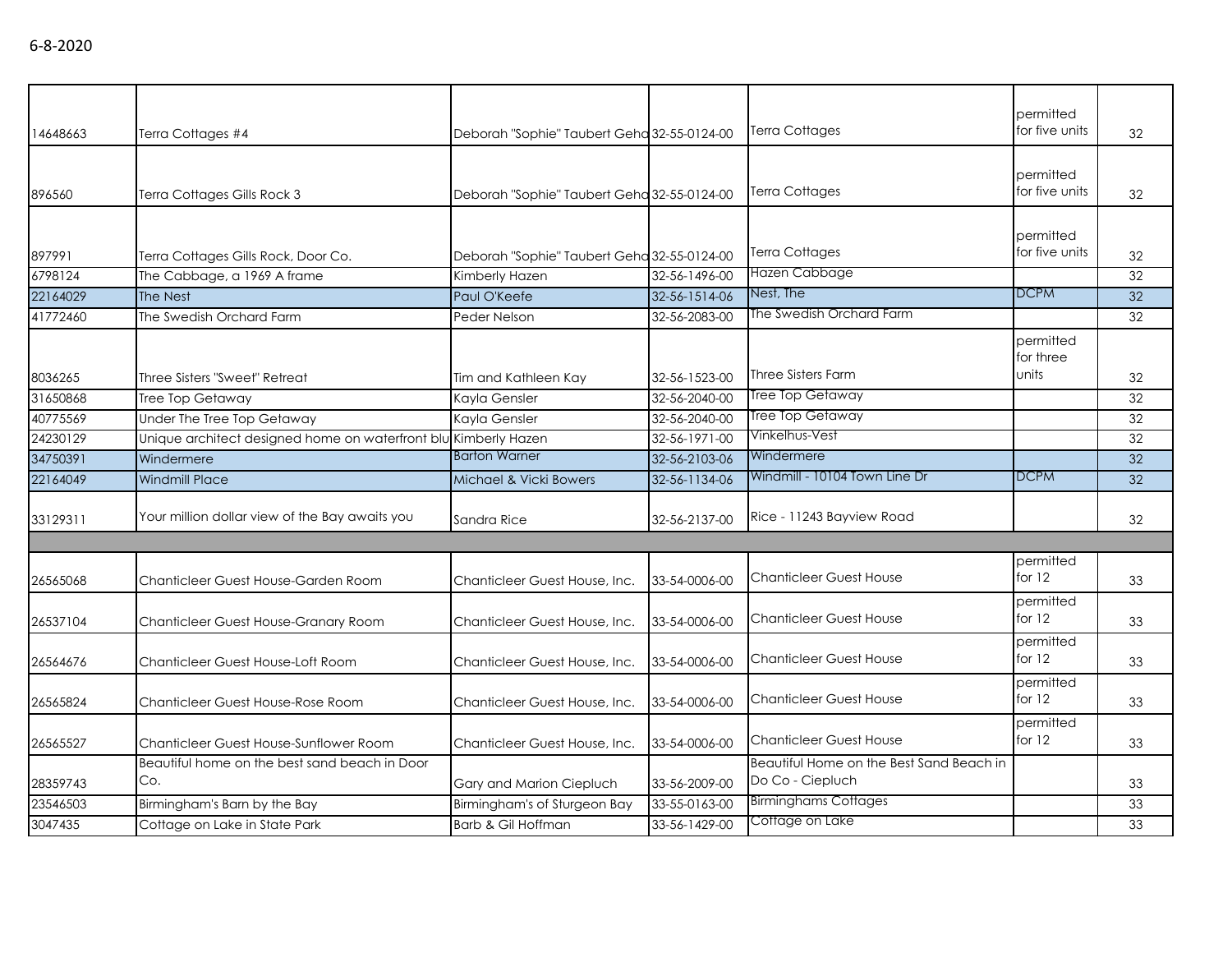6-8-2020

| | | | | | | |
|---|---|---|---|---|---|---|
| 14648663 | Terra Cottages #4 | Deborah "Sophie" Taubert Geha | 32-55-0124-00 | Terra Cottages | permitted for five units | 32 |
| 896560 | Terra Cottages Gills Rock 3 | Deborah "Sophie" Taubert Geha | 32-55-0124-00 | Terra Cottages | permitted for five units | 32 |
| 897991 | Terra Cottages Gills Rock, Door Co. | Deborah "Sophie" Taubert Geha | 32-55-0124-00 | Terra Cottages | permitted for five units | 32 |
| 6798124 | The Cabbage, a 1969 A frame | Kimberly Hazen | 32-56-1496-00 | Hazen Cabbage | | 32 |
| 22164029 | The Nest | Paul O'Keefe | 32-56-1514-06 | Nest, The | DCPM | 32 |
| 41772460 | The Swedish Orchard Farm | Peder Nelson | 32-56-2083-00 | The Swedish Orchard Farm | | 32 |
| 8036265 | Three Sisters "Sweet" Retreat | Tim and Kathleen Kay | 32-56-1523-00 | Three Sisters Farm | permitted for three units | 32 |
| 31650868 | Tree Top Getaway | Kayla Gensler | 32-56-2040-00 | Tree Top Getaway | | 32 |
| 40775569 | Under The Tree Top Getaway | Kayla Gensler | 32-56-2040-00 | Tree Top Getaway | | 32 |
| 24230129 | Unique architect designed home on waterfront blu | Kimberly Hazen | 32-56-1971-00 | Vinkelhus-Vest | | 32 |
| 34750391 | Windermere | Barton Warner | 32-56-2103-06 | Windermere | | 32 |
| 22164049 | Windmill Place | Michael & Vicki Bowers | 32-56-1134-06 | Windmill - 10104 Town Line Dr | DCPM | 32 |
| 33129311 | Your million dollar view of the Bay awaits you | Sandra Rice | 32-56-2137-00 | Rice - 11243 Bayview Road | | 32 |
| | | | | | | |
| 26565068 | Chanticleer Guest House-Garden Room | Chanticleer Guest House, Inc. | 33-54-0006-00 | Chanticleer Guest House | permitted for 12 | 33 |
| 26537104 | Chanticleer Guest House-Granary Room | Chanticleer Guest House, Inc. | 33-54-0006-00 | Chanticleer Guest House | permitted for 12 | 33 |
| 26564676 | Chanticleer Guest House-Loft Room | Chanticleer Guest House, Inc. | 33-54-0006-00 | Chanticleer Guest House | permitted for 12 | 33 |
| 26565824 | Chanticleer Guest House-Rose Room | Chanticleer Guest House, Inc. | 33-54-0006-00 | Chanticleer Guest House | permitted for 12 | 33 |
| 26565527 | Chanticleer Guest House-Sunflower Room | Chanticleer Guest House, Inc. | 33-54-0006-00 | Chanticleer Guest House | permitted for 12 | 33 |
| 28359743 | Beautiful home on the best sand beach in Door Co. | Gary and Marion Ciepluch | 33-56-2009-00 | Beautiful Home on the Best Sand Beach in Do Co - Ciepluch | | 33 |
| 23546503 | Birmingham's Barn by the Bay | Birmingham's of Sturgeon Bay | 33-55-0163-00 | Birminghams Cottages | | 33 |
| 3047435 | Cottage on Lake in State Park | Barb & Gil Hoffman | 33-56-1429-00 | Cottage on Lake | | 33 |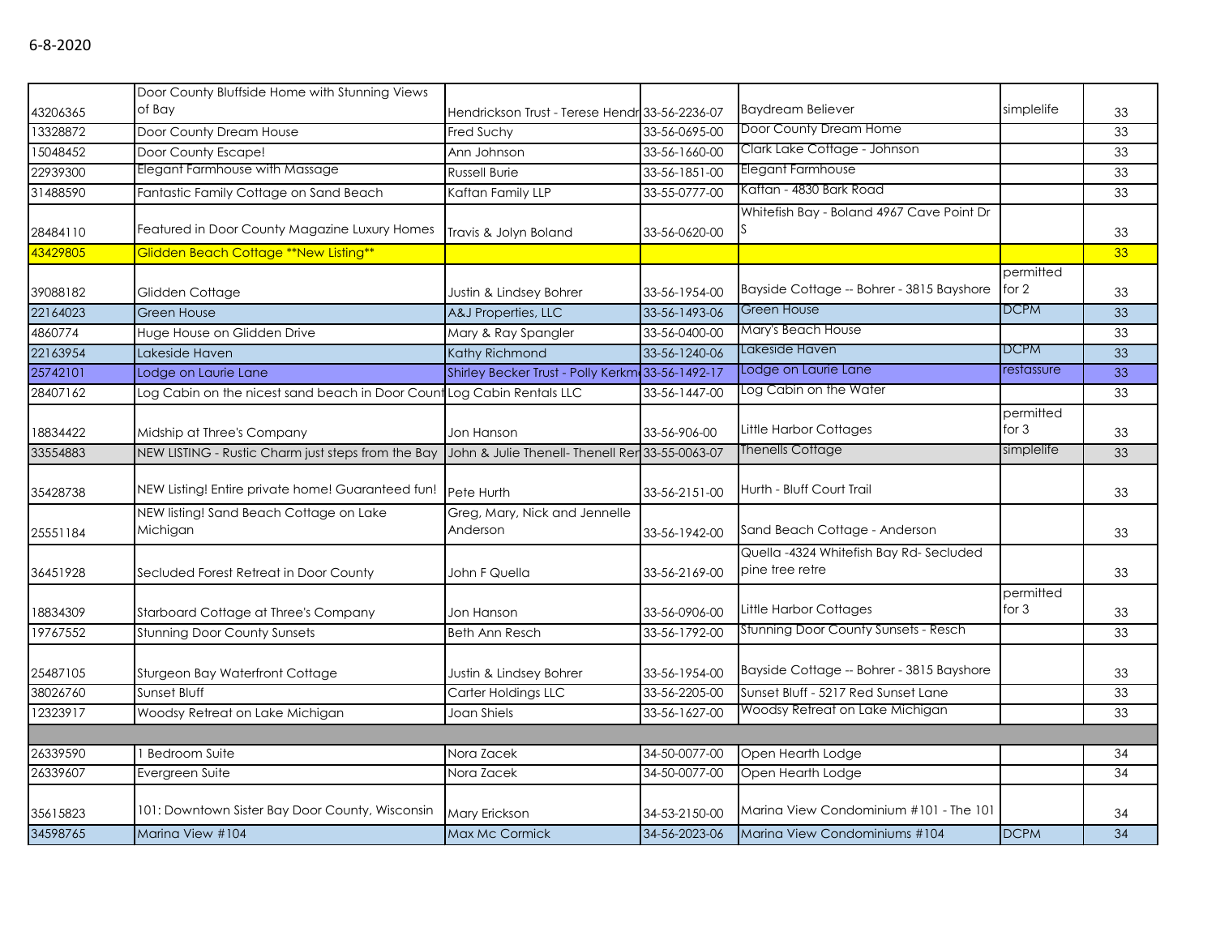6-8-2020

| | | | | | | |
|---|---|---|---|---|---|---|
| 43206365 | Door County Bluffside Home with Stunning Views of Bay | Hendrickson Trust - Terese Hendr | 33-56-2236-07 | Baydream Believer | simplelife | 33 |
| 13328872 | Door County Dream House | Fred Suchy | 33-56-0695-00 | Door County Dream Home | | 33 |
| 15048452 | Door County Escape! | Ann Johnson | 33-56-1660-00 | Clark Lake Cottage - Johnson | | 33 |
| 22939300 | Elegant Farmhouse with Massage | Russell Burie | 33-56-1851-00 | Elegant Farmhouse | | 33 |
| 31488590 | Fantastic Family Cottage on Sand Beach | Kaftan Family LLP | 33-55-0777-00 | Kaftan - 4830 Bark Road | | 33 |
| 28484110 | Featured in Door County Magazine Luxury Homes | Travis & Jolyn Boland | 33-56-0620-00 | Whitefish Bay - Boland 4967 Cave Point Dr S | | 33 |
| 43429805 | Glidden Beach Cottage **New Listing** | | | | | 33 |
| 39088182 | Glidden Cottage | Justin & Lindsey Bohrer | 33-56-1954-00 | Bayside Cottage -- Bohrer - 3815 Bayshore | permitted for 2 | 33 |
| 22164023 | Green House | A&J Properties, LLC | 33-56-1493-06 | Green House | DCPM | 33 |
| 4860774 | Huge House on Glidden Drive | Mary & Ray Spangler | 33-56-0400-00 | Mary's Beach House | | 33 |
| 22163954 | Lakeside Haven | Kathy Richmond | 33-56-1240-06 | Lakeside Haven | DCPM | 33 |
| 25742101 | Lodge on Laurie Lane | Shirley Becker Trust - Polly Kerkm | 33-56-1492-17 | Lodge on Laurie Lane | restassure | 33 |
| 28407162 | Log Cabin on the nicest sand beach in Door Count | Log Cabin Rentals LLC | 33-56-1447-00 | Log Cabin on the Water | | 33 |
| 18834422 | Midship at Three's Company | Jon Hanson | 33-56-906-00 | Little Harbor Cottages | permitted for 3 | 33 |
| 33554883 | NEW LISTING - Rustic Charm just steps from the Bay | John & Julie Thenell- Thenell Rer | 33-55-0063-07 | Thenells Cottage | simplelife | 33 |
| 35428738 | NEW Listing! Entire private home! Guaranteed fun! | Pete Hurth | 33-56-2151-00 | Hurth - Bluff Court Trail | | 33 |
| 25551184 | NEW listing! Sand Beach Cottage on Lake Michigan | Greg, Mary, Nick and Jennelle Anderson | 33-56-1942-00 | Sand Beach Cottage - Anderson | | 33 |
| 36451928 | Secluded Forest Retreat in Door County | John F Quella | 33-56-2169-00 | Quella -4324 Whitefish Bay Rd- Secluded pine tree retre | | 33 |
| 18834309 | Starboard Cottage at Three's Company | Jon Hanson | 33-56-0906-00 | Little Harbor Cottages | permitted for 3 | 33 |
| 19767552 | Stunning Door County Sunsets | Beth Ann Resch | 33-56-1792-00 | Stunning Door County Sunsets - Resch | | 33 |
| 25487105 | Sturgeon Bay Waterfront Cottage | Justin & Lindsey Bohrer | 33-56-1954-00 | Bayside Cottage -- Bohrer - 3815 Bayshore | | 33 |
| 38026760 | Sunset Bluff | Carter Holdings LLC | 33-56-2205-00 | Sunset Bluff - 5217 Red Sunset Lane | | 33 |
| 12323917 | Woodsy Retreat on Lake Michigan | Joan Shiels | 33-56-1627-00 | Woodsy Retreat on Lake Michigan | | 33 |
| | | | | | | |
| 26339590 | 1 Bedroom Suite | Nora Zacek | 34-50-0077-00 | Open Hearth Lodge | | 34 |
| 26339607 | Evergreen Suite | Nora Zacek | 34-50-0077-00 | Open Hearth Lodge | | 34 |
| 35615823 | 101: Downtown Sister Bay Door County, Wisconsin | Mary Erickson | 34-53-2150-00 | Marina View Condominium #101 - The 101 | | 34 |
| 34598765 | Marina View #104 | Max Mc Cormick | 34-56-2023-06 | Marina View Condominiums #104 | DCPM | 34 |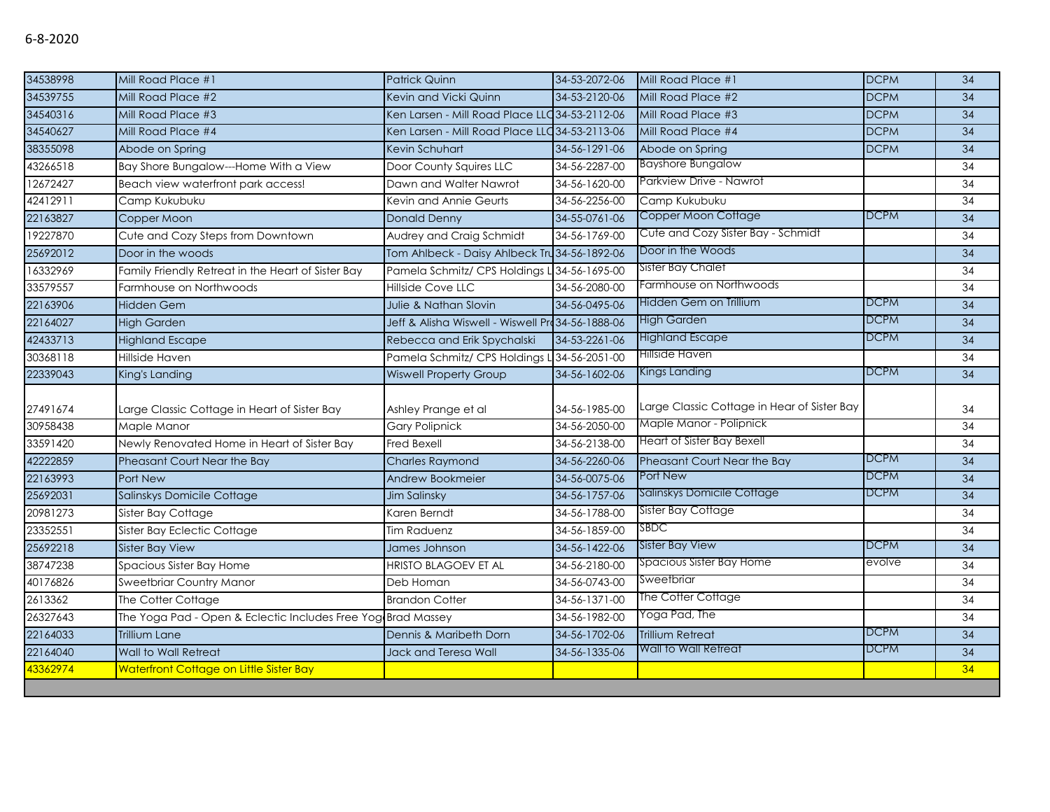6-8-2020

| | | | | | | |
|---|---|---|---|---|---|---|
| 34538998 | Mill Road Place #1 | Patrick Quinn | 34-53-2072-06 | Mill Road Place #1 | DCPM | 34 |
| 34539755 | Mill Road Place #2 | Kevin and Vicki Quinn | 34-53-2120-06 | Mill Road Place #2 | DCPM | 34 |
| 34540316 | Mill Road Place #3 | Ken Larsen - Mill Road Place LLC | 34-53-2112-06 | Mill Road Place #3 | DCPM | 34 |
| 34540627 | Mill Road Place #4 | Ken Larsen - Mill Road Place LLC | 34-53-2113-06 | Mill Road Place #4 | DCPM | 34 |
| 38355098 | Abode on Spring | Kevin Schuhart | 34-56-1291-06 | Abode on Spring | DCPM | 34 |
| 43266518 | Bay Shore Bungalow---Home With a View | Door County Squires LLC | 34-56-2287-00 | Bayshore Bungalow | | 34 |
| 12672427 | Beach view waterfront park access! | Dawn and Walter Nawrot | 34-56-1620-00 | Parkview Drive - Nawrot | | 34 |
| 42412911 | Camp Kukubuku | Kevin and Annie Geurts | 34-56-2256-00 | Camp Kukubuku | | 34 |
| 22163827 | Copper Moon | Donald Denny | 34-55-0761-06 | Copper Moon Cottage | DCPM | 34 |
| 19227870 | Cute and Cozy Steps from Downtown | Audrey and Craig Schmidt | 34-56-1769-00 | Cute and Cozy Sister Bay - Schmidt | | 34 |
| 25692012 | Door in the woods | Tom Ahlbeck - Daisy Ahlbeck Tru | 34-56-1892-06 | Door in the Woods | | 34 |
| 16332969 | Family Friendly Retreat in the Heart of Sister Bay | Pamela Schmitz/ CPS Holdings L | 34-56-1695-00 | Sister Bay Chalet | | 34 |
| 33579557 | Farmhouse on Northwoods | Hillside Cove LLC | 34-56-2080-00 | Farmhouse on Northwoods | | 34 |
| 22163906 | Hidden Gem | Julie & Nathan Slovin | 34-56-0495-06 | Hidden Gem on Trillium | DCPM | 34 |
| 22164027 | High Garden | Jeff & Alisha Wiswell - Wiswell Pr | 34-56-1888-06 | High Garden | DCPM | 34 |
| 42433713 | Highland Escape | Rebecca and Erik Spychalski | 34-53-2261-06 | Highland Escape | DCPM | 34 |
| 30368118 | Hillside Haven | Pamela Schmitz/ CPS Holdings L | 34-56-2051-00 | Hillside Haven | | 34 |
| 22339043 | King's Landing | Wiswell Property Group | 34-56-1602-06 | Kings Landing | DCPM | 34 |
| 27491674 | Large Classic Cottage in Heart of Sister Bay | Ashley Prange et al | 34-56-1985-00 | Large Classic Cottage in Hear of Sister Bay | | 34 |
| 30958438 | Maple Manor | Gary Polipnick | 34-56-2050-00 | Maple Manor - Polipnick | | 34 |
| 33591420 | Newly Renovated Home in Heart of Sister Bay | Fred Bexell | 34-56-2138-00 | Heart of Sister Bay Bexell | | 34 |
| 42222859 | Pheasant Court Near the Bay | Charles Raymond | 34-56-2260-06 | Pheasant Court Near the Bay | DCPM | 34 |
| 22163993 | Port New | Andrew Bookmeier | 34-56-0075-06 | Port New | DCPM | 34 |
| 25692031 | Salinskys Domicile Cottage | Jim Salinsky | 34-56-1757-06 | Salinskys Domicile Cottage | DCPM | 34 |
| 20981273 | Sister Bay Cottage | Karen Berndt | 34-56-1788-00 | Sister Bay Cottage | | 34 |
| 23352551 | Sister Bay Eclectic Cottage | Tim Raduenz | 34-56-1859-00 | SBDC | | 34 |
| 25692218 | Sister Bay View | James Johnson | 34-56-1422-06 | Sister Bay View | DCPM | 34 |
| 38747238 | Spacious Sister Bay Home | HRISTO BLAGOEV ET AL | 34-56-2180-00 | Spacious Sister Bay Home | evolve | 34 |
| 40176826 | Sweetbriar Country Manor | Deb Homan | 34-56-0743-00 | Sweetbriar | | 34 |
| 2613362 | The Cotter Cottage | Brandon Cotter | 34-56-1371-00 | The Cotter Cottage | | 34 |
| 26327643 | The Yoga Pad - Open & Eclectic Includes Free Yog | Brad Massey | 34-56-1982-00 | Yoga Pad, The | | 34 |
| 22164033 | Trillium Lane | Dennis & Maribeth Dorn | 34-56-1702-06 | Trillium Retreat | DCPM | 34 |
| 22164040 | Wall to Wall Retreat | Jack and Teresa Wall | 34-56-1335-06 | Wall to Wall Retreat | DCPM | 34 |
| 43362974 | Waterfront Cottage on Little Sister Bay | | | | | 34 |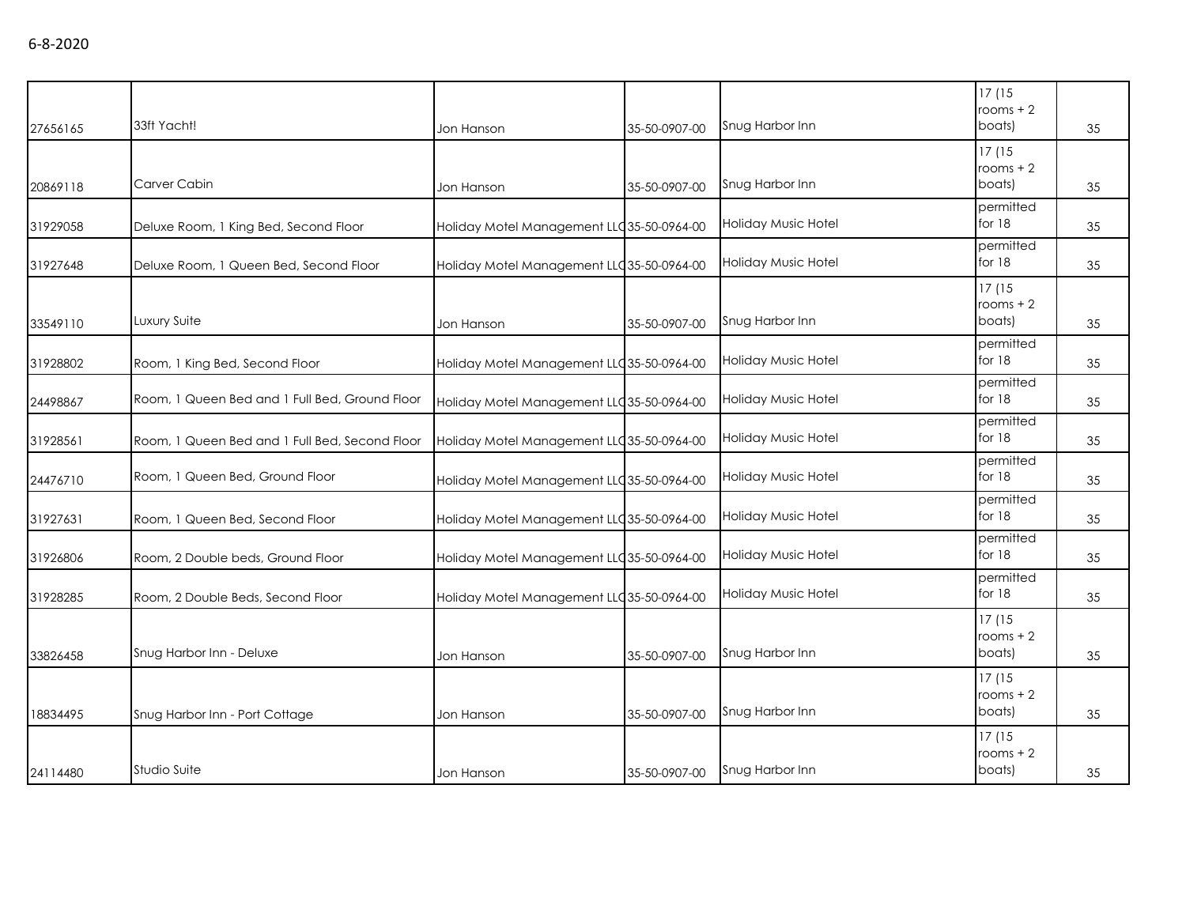6-8-2020

| | | | | | | |
|---|---|---|---|---|---|---|
| 27656165 | 33ft Yacht! | Jon Hanson | 35-50-0907-00 | Snug Harbor Inn | 17 (15 rooms + 2 boats) | 35 |
| 20869118 | Carver Cabin | Jon Hanson | 35-50-0907-00 | Snug Harbor Inn | 17 (15 rooms + 2 boats) | 35 |
| 31929058 | Deluxe Room, 1 King Bed, Second Floor | Holiday Motel Management LLC | 35-50-0964-00 | Holiday Music Hotel | permitted for 18 | 35 |
| 31927648 | Deluxe Room, 1 Queen Bed, Second Floor | Holiday Motel Management LLC | 35-50-0964-00 | Holiday Music Hotel | permitted for 18 | 35 |
| 33549110 | Luxury Suite | Jon Hanson | 35-50-0907-00 | Snug Harbor Inn | 17 (15 rooms + 2 boats) | 35 |
| 31928802 | Room, 1 King Bed, Second Floor | Holiday Motel Management LLC | 35-50-0964-00 | Holiday Music Hotel | permitted for 18 | 35 |
| 24498867 | Room, 1 Queen Bed and 1 Full Bed, Ground Floor | Holiday Motel Management LLC | 35-50-0964-00 | Holiday Music Hotel | permitted for 18 | 35 |
| 31928561 | Room, 1 Queen Bed and 1 Full Bed, Second Floor | Holiday Motel Management LLC | 35-50-0964-00 | Holiday Music Hotel | permitted for 18 | 35 |
| 24476710 | Room, 1 Queen Bed, Ground Floor | Holiday Motel Management LLC | 35-50-0964-00 | Holiday Music Hotel | permitted for 18 | 35 |
| 31927631 | Room, 1 Queen Bed, Second Floor | Holiday Motel Management LLC | 35-50-0964-00 | Holiday Music Hotel | permitted for 18 | 35 |
| 31926806 | Room, 2 Double beds, Ground Floor | Holiday Motel Management LLC | 35-50-0964-00 | Holiday Music Hotel | permitted for 18 | 35 |
| 31928285 | Room, 2 Double Beds, Second Floor | Holiday Motel Management LLC | 35-50-0964-00 | Holiday Music Hotel | permitted for 18 | 35 |
| 33826458 | Snug Harbor Inn - Deluxe | Jon Hanson | 35-50-0907-00 | Snug Harbor Inn | 17 (15 rooms + 2 boats) | 35 |
| 18834495 | Snug Harbor Inn - Port Cottage | Jon Hanson | 35-50-0907-00 | Snug Harbor Inn | 17 (15 rooms + 2 boats) | 35 |
| 24114480 | Studio Suite | Jon Hanson | 35-50-0907-00 | Snug Harbor Inn | 17 (15 rooms + 2 boats) | 35 |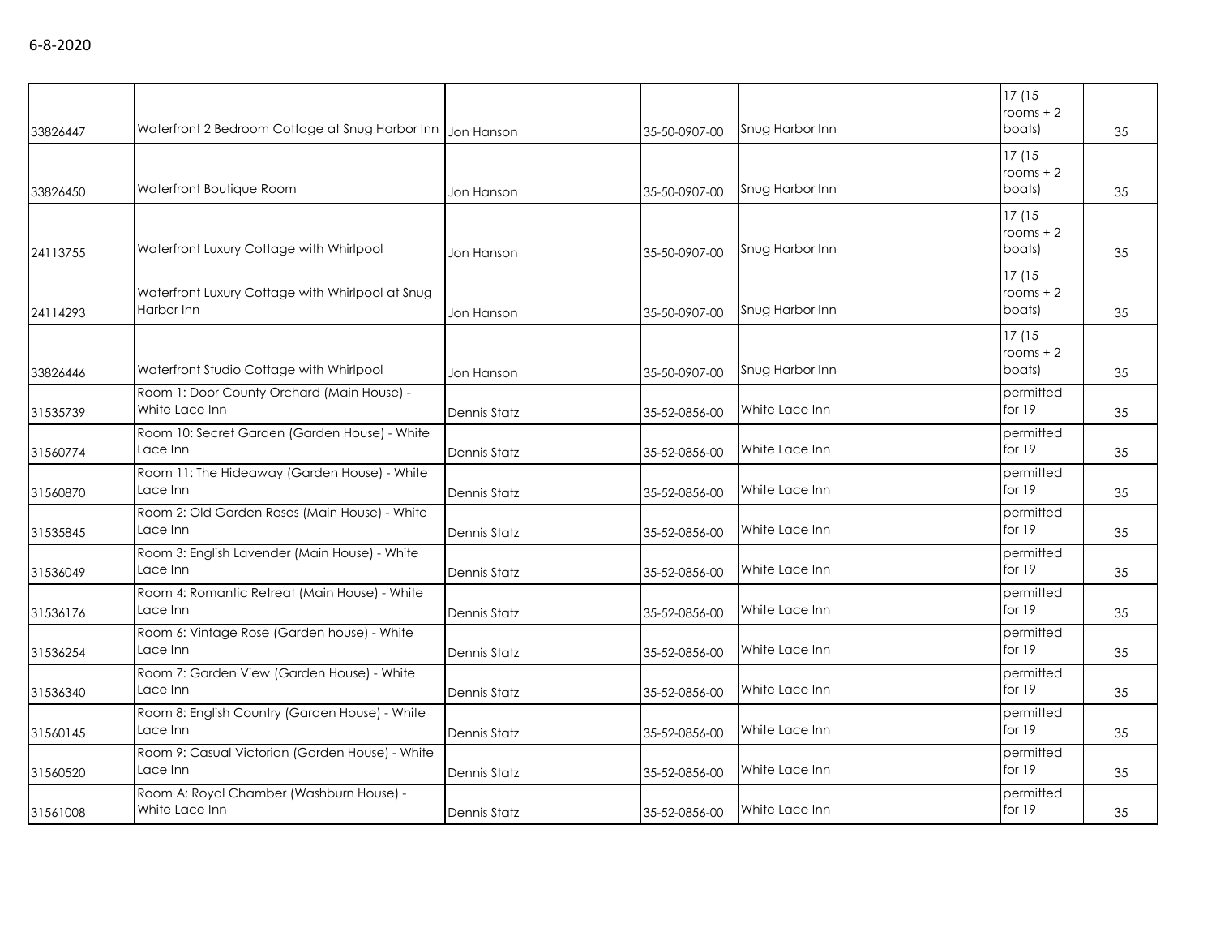6-8-2020

| | | | | | | |
|---|---|---|---|---|---|---|
| 33826447 | Waterfront 2 Bedroom Cottage at Snug Harbor Inn | Jon Hanson | 35-50-0907-00 | Snug Harbor Inn | 17 (15 rooms + 2 boats) | 35 |
| 33826450 | Waterfront Boutique Room | Jon Hanson | 35-50-0907-00 | Snug Harbor Inn | 17 (15 rooms + 2 boats) | 35 |
| 24113755 | Waterfront Luxury Cottage with Whirlpool | Jon Hanson | 35-50-0907-00 | Snug Harbor Inn | 17 (15 rooms + 2 boats) | 35 |
| 24114293 | Waterfront Luxury Cottage with Whirlpool at Snug Harbor Inn | Jon Hanson | 35-50-0907-00 | Snug Harbor Inn | 17 (15 rooms + 2 boats) | 35 |
| 33826446 | Waterfront Studio Cottage with Whirlpool | Jon Hanson | 35-50-0907-00 | Snug Harbor Inn | 17 (15 rooms + 2 boats) | 35 |
| 31535739 | Room 1: Door County Orchard (Main House) - White Lace Inn | Dennis Statz | 35-52-0856-00 | White Lace Inn | permitted for 19 | 35 |
| 31560774 | Room 10: Secret Garden (Garden House) - White Lace Inn | Dennis Statz | 35-52-0856-00 | White Lace Inn | permitted for 19 | 35 |
| 31560870 | Room 11: The Hideaway (Garden House) - White Lace Inn | Dennis Statz | 35-52-0856-00 | White Lace Inn | permitted for 19 | 35 |
| 31535845 | Room 2: Old Garden Roses (Main House) - White Lace Inn | Dennis Statz | 35-52-0856-00 | White Lace Inn | permitted for 19 | 35 |
| 31536049 | Room 3: English Lavender (Main House) - White Lace Inn | Dennis Statz | 35-52-0856-00 | White Lace Inn | permitted for 19 | 35 |
| 31536176 | Room 4: Romantic Retreat (Main House) - White Lace Inn | Dennis Statz | 35-52-0856-00 | White Lace Inn | permitted for 19 | 35 |
| 31536254 | Room 6: Vintage Rose (Garden house) - White Lace Inn | Dennis Statz | 35-52-0856-00 | White Lace Inn | permitted for 19 | 35 |
| 31536340 | Room 7: Garden View (Garden House) - White Lace Inn | Dennis Statz | 35-52-0856-00 | White Lace Inn | permitted for 19 | 35 |
| 31560145 | Room 8: English Country (Garden House) - White Lace Inn | Dennis Statz | 35-52-0856-00 | White Lace Inn | permitted for 19 | 35 |
| 31560520 | Room 9: Casual Victorian (Garden House) - White Lace Inn | Dennis Statz | 35-52-0856-00 | White Lace Inn | permitted for 19 | 35 |
| 31561008 | Room A: Royal Chamber (Washburn House) - White Lace Inn | Dennis Statz | 35-52-0856-00 | White Lace Inn | permitted for 19 | 35 |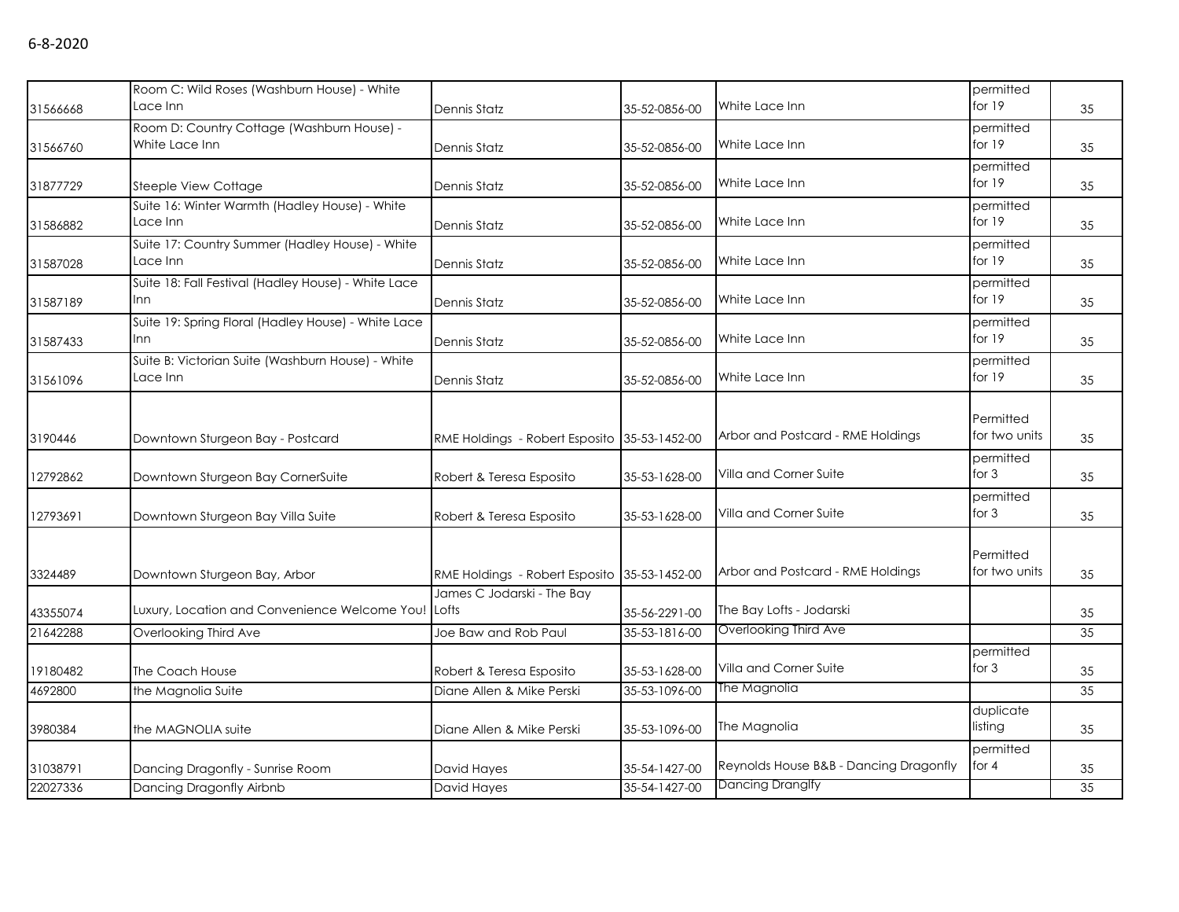6-8-2020

| | | | | | | |
|---|---|---|---|---|---|---|
| 31566668 | Room C: Wild Roses (Washburn House) - White Lace Inn | Dennis Statz | 35-52-0856-00 | White Lace Inn | permitted for 19 | 35 |
| 31566760 | Room D: Country Cottage (Washburn House) - White Lace Inn | Dennis Statz | 35-52-0856-00 | White Lace Inn | permitted for 19 | 35 |
| 31877729 | Steeple View Cottage | Dennis Statz | 35-52-0856-00 | White Lace Inn | permitted for 19 | 35 |
| 31586882 | Suite 16: Winter Warmth (Hadley House) - White Lace Inn | Dennis Statz | 35-52-0856-00 | White Lace Inn | permitted for 19 | 35 |
| 31587028 | Suite 17: Country Summer (Hadley House) - White Lace Inn | Dennis Statz | 35-52-0856-00 | White Lace Inn | permitted for 19 | 35 |
| 31587189 | Suite 18: Fall Festival (Hadley House) - White Lace Inn | Dennis Statz | 35-52-0856-00 | White Lace Inn | permitted for 19 | 35 |
| 31587433 | Suite 19: Spring Floral (Hadley House) - White Lace Inn | Dennis Statz | 35-52-0856-00 | White Lace Inn | permitted for 19 | 35 |
| 31561096 | Suite B: Victorian Suite (Washburn House) - White Lace Inn | Dennis Statz | 35-52-0856-00 | White Lace Inn | permitted for 19 | 35 |
| 3190446 | Downtown Sturgeon Bay - Postcard | RME Holdings - Robert Esposito | 35-53-1452-00 | Arbor and Postcard - RME Holdings | Permitted for two units | 35 |
| 12792862 | Downtown Sturgeon Bay CornerSuite | Robert & Teresa Esposito | 35-53-1628-00 | Villa and Corner Suite | permitted for 3 | 35 |
| 12793691 | Downtown Sturgeon Bay Villa Suite | Robert & Teresa Esposito | 35-53-1628-00 | Villa and Corner Suite | permitted for 3 | 35 |
| 3324489 | Downtown Sturgeon Bay, Arbor | RME Holdings - Robert Esposito | 35-53-1452-00 | Arbor and Postcard - RME Holdings | Permitted for two units | 35 |
| 43355074 | Luxury, Location and Convenience Welcome You! | James C Jodarski - The Bay Lofts | 35-56-2291-00 | The Bay Lofts - Jodarski | | 35 |
| 21642288 | Overlooking Third Ave | Joe Baw and Rob Paul | 35-53-1816-00 | Overlooking Third Ave | | 35 |
| 19180482 | The Coach House | Robert & Teresa Esposito | 35-53-1628-00 | Villa and Corner Suite | permitted for 3 | 35 |
| 4692800 | the Magnolia Suite | Diane Allen & Mike Perski | 35-53-1096-00 | The Magnolia | | 35 |
| 3980384 | the MAGNOLIA suite | Diane Allen & Mike Perski | 35-53-1096-00 | The Magnolia | duplicate listing | 35 |
| 31038791 | Dancing Dragonfly - Sunrise Room | David Hayes | 35-54-1427-00 | Reynolds House B&B - Dancing Dragonfly | permitted for 4 | 35 |
| 22027336 | Dancing Dragonfly Airbnb | David Hayes | 35-54-1427-00 | Dancing Dranglfy | | 35 |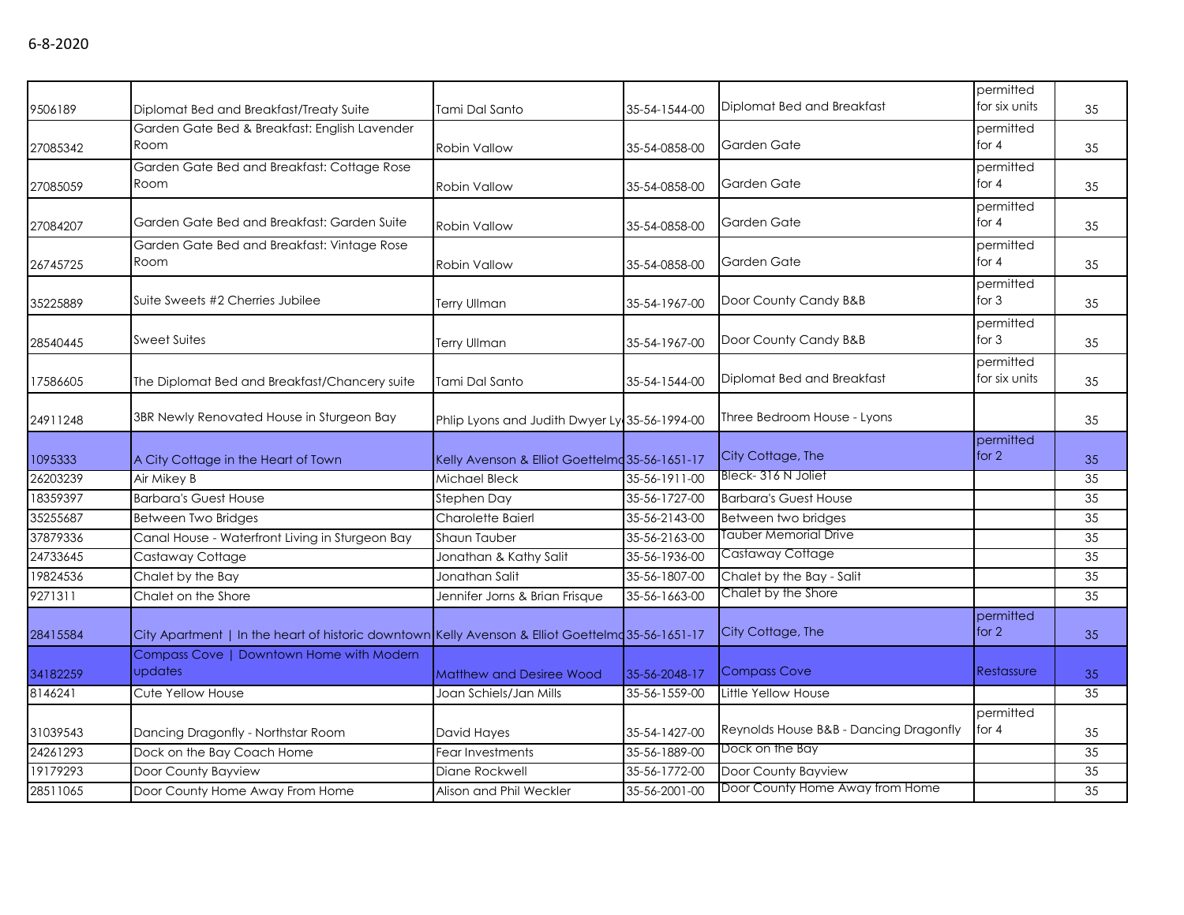6-8-2020

| | | | | | | |
|---|---|---|---|---|---|---|
| 9506189 | Diplomat Bed and Breakfast/Treaty Suite | Tami Dal Santo | 35-54-1544-00 | Diplomat Bed and Breakfast | permitted for six units | 35 |
| 27085342 | Garden Gate Bed & Breakfast: English Lavender Room | Robin Vallow | 35-54-0858-00 | Garden Gate | permitted for 4 | 35 |
| 27085059 | Garden Gate Bed and Breakfast: Cottage Rose Room | Robin Vallow | 35-54-0858-00 | Garden Gate | permitted for 4 | 35 |
| 27084207 | Garden Gate Bed and Breakfast: Garden Suite | Robin Vallow | 35-54-0858-00 | Garden Gate | permitted for 4 | 35 |
| 26745725 | Garden Gate Bed and Breakfast: Vintage Rose Room | Robin Vallow | 35-54-0858-00 | Garden Gate | permitted for 4 | 35 |
| 35225889 | Suite Sweets #2 Cherries Jubilee | Terry Ullman | 35-54-1967-00 | Door County Candy B&B | permitted for 3 | 35 |
| 28540445 | Sweet Suites | Terry Ullman | 35-54-1967-00 | Door County Candy B&B | permitted for 3 | 35 |
| 17586605 | The Diplomat Bed and Breakfast/Chancery suite | Tami Dal Santo | 35-54-1544-00 | Diplomat Bed and Breakfast | permitted for six units | 35 |
| 24911248 | 3BR Newly Renovated House in Sturgeon Bay | Phlip Lyons and Judith Dwyer Ly | 35-56-1994-00 | Three Bedroom House - Lyons | | 35 |
| 1095333 | A City Cottage in the Heart of Town | Kelly Avenson & Elliot Goettelmo | 35-56-1651-17 | City Cottage, The | permitted for 2 | 35 |
| 26203239 | Air Mikey B | Michael Bleck | 35-56-1911-00 | Bleck- 316 N Joliet | | 35 |
| 18359397 | Barbara's Guest House | Stephen Day | 35-56-1727-00 | Barbara's Guest House | | 35 |
| 35255687 | Between Two Bridges | Charolette Baierl | 35-56-2143-00 | Between two bridges | | 35 |
| 37879336 | Canal House - Waterfront Living in Sturgeon Bay | Shaun Tauber | 35-56-2163-00 | Tauber Memorial Drive | | 35 |
| 24733645 | Castaway Cottage | Jonathan & Kathy Salit | 35-56-1936-00 | Castaway Cottage | | 35 |
| 19824536 | Chalet by the Bay | Jonathan Salit | 35-56-1807-00 | Chalet by the Bay - Salit | | 35 |
| 9271311 | Chalet on the Shore | Jennifer Jorns & Brian Frisque | 35-56-1663-00 | Chalet by the Shore | | 35 |
| 28415584 | City Apartment \| In the heart of historic downtown | Kelly Avenson & Elliot Goettelmo | 35-56-1651-17 | City Cottage, The | permitted for 2 | 35 |
| 34182259 | Compass Cove \| Downtown Home with Modern updates | Matthew and Desiree Wood | 35-56-2048-17 | Compass Cove | Restassure | 35 |
| 8146241 | Cute Yellow House | Joan Schiels/Jan Mills | 35-56-1559-00 | Little Yellow House | | 35 |
| 31039543 | Dancing Dragonfly - Northstar Room | David Hayes | 35-54-1427-00 | Reynolds House B&B - Dancing Dragonfly | permitted for 4 | 35 |
| 24261293 | Dock on the Bay Coach Home | Fear Investments | 35-56-1889-00 | Dock on the Bay | | 35 |
| 19179293 | Door County Bayview | Diane Rockwell | 35-56-1772-00 | Door County Bayview | | 35 |
| 28511065 | Door County Home Away From Home | Alison and Phil Weckler | 35-56-2001-00 | Door County Home Away from Home | | 35 |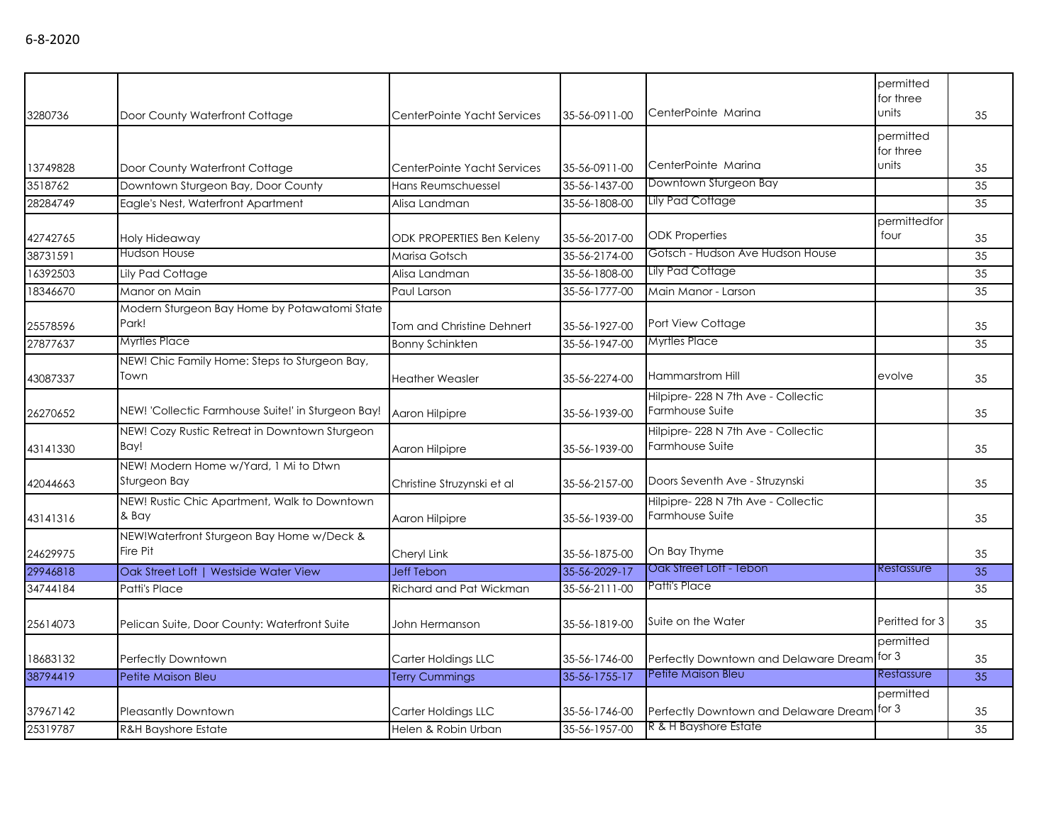6-8-2020

| | | | | | | |
|---|---|---|---|---|---|---|
| 3280736 | Door County Waterfront Cottage | CenterPointe Yacht Services | 35-56-0911-00 | CenterPointe Marina | permitted for three units | 35 |
| 13749828 | Door County Waterfront Cottage | CenterPointe Yacht Services | 35-56-0911-00 | CenterPointe Marina | permitted for three units | 35 |
| 3518762 | Downtown Sturgeon Bay, Door County | Hans Reumschuessel | 35-56-1437-00 | Downtown Sturgeon Bay | | 35 |
| 28284749 | Eagle's Nest, Waterfront Apartment | Alisa Landman | 35-56-1808-00 | Lily Pad Cottage | | 35 |
| 42742765 | Holy Hideaway | ODK PROPERTIES Ben Keleny | 35-56-2017-00 | ODK Properties | permittedfor four | 35 |
| 38731591 | Hudson House | Marisa Gotsch | 35-56-2174-00 | Gotsch - Hudson Ave Hudson House | | 35 |
| 16392503 | Lily Pad Cottage | Alisa Landman | 35-56-1808-00 | Lily Pad Cottage | | 35 |
| 18346670 | Manor on Main | Paul Larson | 35-56-1777-00 | Main Manor - Larson | | 35 |
| 25578596 | Modern Sturgeon Bay Home by Potawatomi State Park! | Tom and Christine Dehnert | 35-56-1927-00 | Port View Cottage | | 35 |
| 27877637 | Myrtles Place | Bonny Schinkten | 35-56-1947-00 | Myrtles Place | | 35 |
| 43087337 | NEW! Chic Family Home: Steps to Sturgeon Bay, Town | Heather Weasler | 35-56-2274-00 | Hammarstrom Hill | evolve | 35 |
| 26270652 | NEW! 'Collectic Farmhouse Suite!' in Sturgeon Bay! | Aaron Hilpipre | 35-56-1939-00 | Hilpipre- 228 N 7th Ave - Collectic Farmhouse Suite | | 35 |
| 43141330 | NEW! Cozy Rustic Retreat in Downtown Sturgeon Bay! | Aaron Hilpipre | 35-56-1939-00 | Hilpipre- 228 N 7th Ave - Collectic Farmhouse Suite | | 35 |
| 42044663 | NEW! Modern Home w/Yard, 1 Mi to Dtwn Sturgeon Bay | Christine Struzynski et al | 35-56-2157-00 | Doors Seventh Ave - Struzynski | | 35 |
| 43141316 | NEW! Rustic Chic Apartment, Walk to Downtown & Bay | Aaron Hilpipre | 35-56-1939-00 | Hilpipre- 228 N 7th Ave - Collectic Farmhouse Suite | | 35 |
| 24629975 | NEW!Waterfront Sturgeon Bay Home w/Deck & Fire Pit | Cheryl Link | 35-56-1875-00 | On Bay Thyme | | 35 |
| 29946818 | Oak Street Loft \| Westside Water View | Jeff Tebon | 35-56-2029-17 | Oak Street Loft - Tebon | Restassure | 35 |
| 34744184 | Patti's Place | Richard and Pat Wickman | 35-56-2111-00 | Patti's Place | | 35 |
| 25614073 | Pelican Suite, Door County: Waterfront Suite | John Hermanson | 35-56-1819-00 | Suite on the Water | Peritted for 3 | 35 |
| 18683132 | Perfectly Downtown | Carter Holdings LLC | 35-56-1746-00 | Perfectly Downtown and Delaware Dream | permitted for 3 | 35 |
| 38794419 | Petite Maison Bleu | Terry Cummings | 35-56-1755-17 | Petite Maison Bleu | Restassure | 35 |
| 37967142 | Pleasantly Downtown | Carter Holdings LLC | 35-56-1746-00 | Perfectly Downtown and Delaware Dream | permitted for 3 | 35 |
| 25319787 | R&H Bayshore Estate | Helen & Robin Urban | 35-56-1957-00 | R & H Bayshore Estate | | 35 |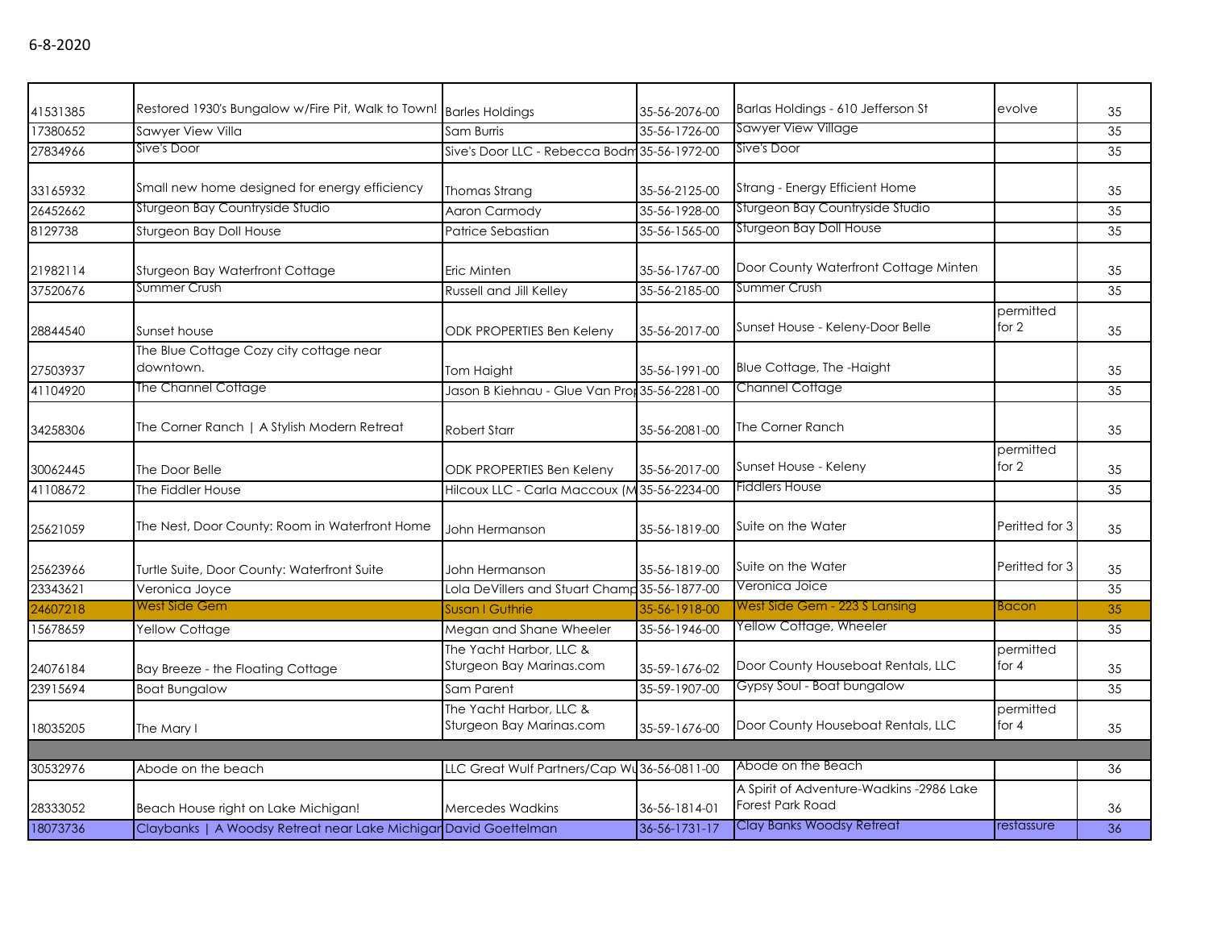6-8-2020

| | | | | | | |
|---|---|---|---|---|---|---|
| 41531385 | Restored 1930's Bungalow w/Fire Pit, Walk to Town! | Barles Holdings | 35-56-2076-00 | Barlas Holdings - 610 Jefferson St | evolve | 35 |
| 17380652 | Sawyer View Villa | Sam Burris | 35-56-1726-00 | Sawyer View Village | | 35 |
| 27834966 | Sive's Door | Sive's Door LLC - Rebecca Bodm | 35-56-1972-00 | Sive's Door | | 35 |
| 33165932 | Small new home designed for energy efficiency | Thomas Strang | 35-56-2125-00 | Strang - Energy Efficient Home | | 35 |
| 26452662 | Sturgeon Bay Countryside Studio | Aaron Carmody | 35-56-1928-00 | Sturgeon Bay Countryside Studio | | 35 |
| 8129738 | Sturgeon Bay Doll House | Patrice Sebastian | 35-56-1565-00 | Sturgeon Bay Doll House | | 35 |
| 21982114 | Sturgeon Bay Waterfront Cottage | Eric Minten | 35-56-1767-00 | Door County Waterfront Cottage Minten | | 35 |
| 37520676 | Summer Crush | Russell and Jill Kelley | 35-56-2185-00 | Summer Crush | | 35 |
| 28844540 | Sunset house | ODK PROPERTIES Ben Keleny | 35-56-2017-00 | Sunset House - Keleny-Door Belle | permitted for 2 | 35 |
| 27503937 | The Blue Cottage Cozy city cottage near downtown. | Tom Haight | 35-56-1991-00 | Blue Cottage, The -Haight | | 35 |
| 41104920 | The Channel Cottage | Jason B Kiehnau - Glue Van Pro | 35-56-2281-00 | Channel Cottage | | 35 |
| 34258306 | The Corner Ranch \| A Stylish Modern Retreat | Robert Starr | 35-56-2081-00 | The Corner Ranch | | 35 |
| 30062445 | The Door Belle | ODK PROPERTIES Ben Keleny | 35-56-2017-00 | Sunset House - Keleny | permitted for 2 | 35 |
| 41108672 | The Fiddler House | Hilcoux LLC - Carla Maccoux (M | 35-56-2234-00 | Fiddlers House | | 35 |
| 25621059 | The Nest, Door County: Room in Waterfront Home | John Hermanson | 35-56-1819-00 | Suite on the Water | Peritted for 3 | 35 |
| 25623966 | Turtle Suite, Door County: Waterfront Suite | John Hermanson | 35-56-1819-00 | Suite on the Water | Peritted for 3 | 35 |
| 23343621 | Veronica Joyce | Lola DeVillers and Stuart Champ | 35-56-1877-00 | Veronica Joice | | 35 |
| 24607218 | West Side Gem | Susan I Guthrie | 35-56-1918-00 | West Side Gem - 223 S Lansing | Bacon | 35 |
| 15678659 | Yellow Cottage | Megan and Shane Wheeler | 35-56-1946-00 | Yellow Cottage, Wheeler | | 35 |
| 24076184 | Bay Breeze - the Floating Cottage | The Yacht Harbor, LLC & Sturgeon Bay Marinas.com | 35-59-1676-02 | Door County Houseboat Rentals, LLC | permitted for 4 | 35 |
| 23915694 | Boat Bungalow | Sam Parent | 35-59-1907-00 | Gypsy Soul - Boat bungalow | | 35 |
| 18035205 | The Mary I | The Yacht Harbor, LLC & Sturgeon Bay Marinas.com | 35-59-1676-00 | Door County Houseboat Rentals, LLC | permitted for 4 | 35 |
| | | | | | | |
| 30532976 | Abode on the beach | LLC Great Wulf Partners/Cap Wu | 36-56-0811-00 | Abode on the Beach | | 36 |
| 28333052 | Beach House right on Lake Michigan! | Mercedes Wadkins | 36-56-1814-01 | A Spirit of Adventure-Wadkins -2986 Lake Forest Park Road | | 36 |
| 18073736 | Claybanks \| A Woodsy Retreat near Lake Michigan | David Goettelman | 36-56-1731-17 | Clay Banks Woodsy Retreat | restassure | 36 |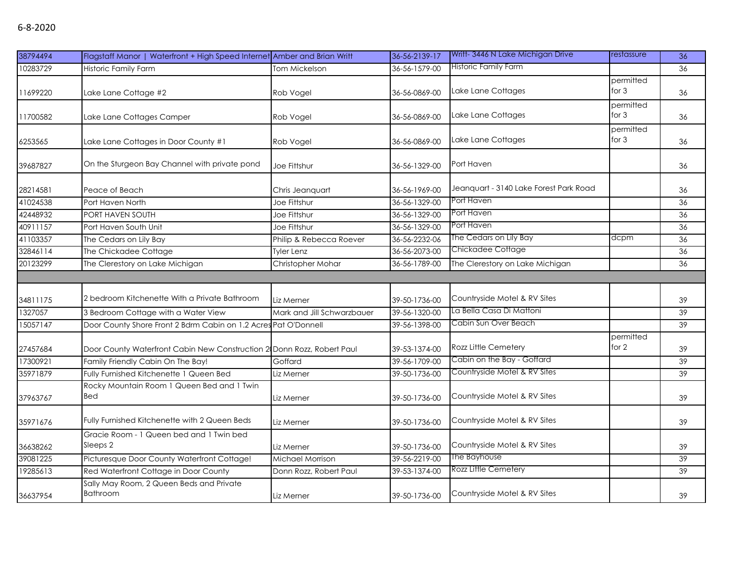6-8-2020

| | | | | | | |
|---|---|---|---|---|---|---|
| 38794494 | Flagstaff Manor \| Waterfront + High Speed Internet | Amber and Brian Writt | 36-56-2139-17 | Writt- 3446 N Lake Michigan Drive | restassure | 36 |
| 10283729 | Historic Family Farm | Tom Mickelson | 36-56-1579-00 | Historic Family Farm | | 36 |
| 11699220 | Lake Lane Cottage #2 | Rob Vogel | 36-56-0869-00 | Lake Lane Cottages | permitted for 3 | 36 |
| 11700582 | Lake Lane Cottages Camper | Rob Vogel | 36-56-0869-00 | Lake Lane Cottages | permitted for 3 | 36 |
| 6253565 | Lake Lane Cottages in Door County #1 | Rob Vogel | 36-56-0869-00 | Lake Lane Cottages | permitted for 3 | 36 |
| 39687827 | On the Sturgeon Bay Channel with private pond | Joe Fittshur | 36-56-1329-00 | Port Haven | | 36 |
| 28214581 | Peace of Beach | Chris Jeanquart | 36-56-1969-00 | Jeanquart - 3140 Lake Forest Park Road | | 36 |
| 41024538 | Port Haven North | Joe Fittshur | 36-56-1329-00 | Port Haven | | 36 |
| 42448932 | PORT HAVEN SOUTH | Joe Fittshur | 36-56-1329-00 | Port Haven | | 36 |
| 40911157 | Port Haven South Unit | Joe Fittshur | 36-56-1329-00 | Port Haven | | 36 |
| 41103357 | The Cedars on Lily Bay | Philip & Rebecca Roever | 36-56-2232-06 | The Cedars on Lily Bay | dcpm | 36 |
| 32846114 | The Chickadee Cottage | Tyler Lenz | 36-56-2073-00 | Chickadee Cottage | | 36 |
| 20123299 | The Clerestory on Lake Michigan | Christopher Mohar | 36-56-1789-00 | The Clerestory on Lake Michigan | | 36 |
| | | | | | | |
| 34811175 | 2 bedroom Kitchenette With a Private Bathroom | Liz Merner | 39-50-1736-00 | Countryside Motel & RV Sites | | 39 |
| 1327057 | 3 Bedroom Cottage with a Water View | Mark and Jill Schwarzbauer | 39-56-1320-00 | La Bella Casa Di Mattoni | | 39 |
| 15057147 | Door County Shore Front 2 Bdrm Cabin on 1.2 Acres | Pat O'Donnell | 39-56-1398-00 | Cabin Sun Over Beach | | 39 |
| 27457684 | Door County Waterfront Cabin New Construction 2( | Donn Rozz, Robert Paul | 39-53-1374-00 | Rozz Little Cemetery | permitted for 2 | 39 |
| 17300921 | Family Friendly Cabin On The Bay! | Goffard | 39-56-1709-00 | Cabin on the Bay - Goffard | | 39 |
| 35971879 | Fully Furnished Kitchenette 1 Queen Bed | Liz Merner | 39-50-1736-00 | Countryside Motel & RV Sites | | 39 |
| 37963767 | Rocky Mountain Room 1 Queen Bed and 1 Twin Bed | Liz Merner | 39-50-1736-00 | Countryside Motel & RV Sites | | 39 |
| 35971676 | Fully Furnished Kitchenette with 2 Queen Beds | Liz Merner | 39-50-1736-00 | Countryside Motel & RV Sites | | 39 |
| 36638262 | Gracie Room - 1 Queen bed and 1 Twin bed Sleeps 2 | Liz Merner | 39-50-1736-00 | Countryside Motel & RV Sites | | 39 |
| 39081225 | Picturesque Door County Waterfront Cottage! | Michael Morrison | 39-56-2219-00 | The Bayhouse | | 39 |
| 19285613 | Red Waterfront Cottage in Door County | Donn Rozz, Robert Paul | 39-53-1374-00 | Rozz Little Cemetery | | 39 |
| 36637954 | Sally May Room, 2 Queen Beds and Private Bathroom | Liz Merner | 39-50-1736-00 | Countryside Motel & RV Sites | | 39 |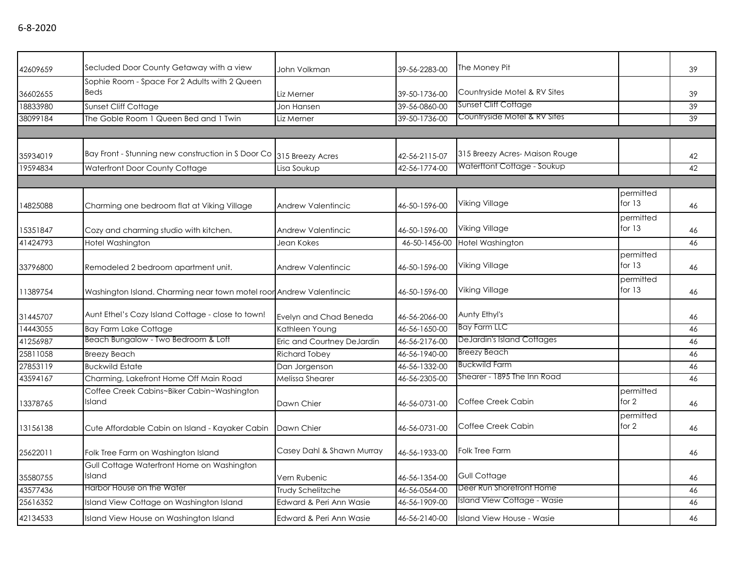6-8-2020

| | | | | | | |
|---|---|---|---|---|---|---|
| 42609659 | Secluded Door County Getaway with a view | John Volkman | 39-56-2283-00 | The Money Pit | | 39 |
| 36602655 | Sophie Room - Space For 2 Adults with 2 Queen Beds | Liz Merner | 39-50-1736-00 | Countryside Motel & RV Sites | | 39 |
| 18833980 | Sunset Cliff Cottage | Jon Hansen | 39-56-0860-00 | Sunset Cliff Cottage | | 39 |
| 38099184 | The Goble Room 1 Queen Bed and 1 Twin | Liz Merner | 39-50-1736-00 | Countryside Motel & RV Sites | | 39 |
| | | | | | | |
| 35934019 | Bay Front - Stunning new construction in S Door Co | 315 Breezy Acres | 42-56-2115-07 | 315 Breezy Acres- Maison Rouge | | 42 |
| 19594834 | Waterfront Door County Cottage | Lisa Soukup | 42-56-1774-00 | Waterftont Cottage - Soukup | | 42 |
| | | | | | | |
| 14825088 | Charming one bedroom flat at Viking Village | Andrew Valentincic | 46-50-1596-00 | Viking Village | permitted for 13 | 46 |
| 15351847 | Cozy and charming studio with kitchen. | Andrew Valentincic | 46-50-1596-00 | Viking Village | permitted for 13 | 46 |
| 41424793 | Hotel Washington | Jean Kokes | 46-50-1456-00 | Hotel Washington | | 46 |
| 33796800 | Remodeled 2 bedroom apartment unit. | Andrew Valentincic | 46-50-1596-00 | Viking Village | permitted for 13 | 46 |
| 11389754 | Washington Island. Charming near town motel roor | Andrew Valentincic | 46-50-1596-00 | Viking Village | permitted for 13 | 46 |
| 31445707 | Aunt Ethel's Cozy Island Cottage - close to town! | Evelyn and Chad Beneda | 46-56-2066-00 | Aunty Ethyl's | | 46 |
| 14443055 | Bay Farm Lake Cottage | Kathleen Young | 46-56-1650-00 | Bay Farm LLC | | 46 |
| 41256987 | Beach Bungalow - Two Bedroom & Loft | Eric and Courtney DeJardin | 46-56-2176-00 | DeJardin's Island Cottages | | 46 |
| 25811058 | Breezy Beach | Richard Tobey | 46-56-1940-00 | Breezy Beach | | 46 |
| 27853119 | Buckwild Estate | Dan Jorgenson | 46-56-1332-00 | Buckwild Farm | | 46 |
| 43594167 | Charming, Lakefront Home Off Main Road | Melissa Shearer | 46-56-2305-00 | Shearer - 1895 The Inn Road | | 46 |
| 13378765 | Coffee Creek Cabins~Biker Cabin~Washington Island | Dawn Chier | 46-56-0731-00 | Coffee Creek Cabin | permitted for 2 | 46 |
| 13156138 | Cute Affordable Cabin on Island - Kayaker Cabin | Dawn Chier | 46-56-0731-00 | Coffee Creek Cabin | permitted for 2 | 46 |
| 25622011 | Folk Tree Farm on Washington Island | Casey Dahl & Shawn Murray | 46-56-1933-00 | Folk Tree Farm | | 46 |
| 35580755 | Gull Cottage Waterfront Home on Washington Island | Vern Rubenic | 46-56-1354-00 | Gull Cottage | | 46 |
| 43577436 | Harbor House on the Water | Trudy Schelitzche | 46-56-0564-00 | Deer Run Shorefront Home | | 46 |
| 25616352 | Island View Cottage on Washington Island | Edward & Peri Ann Wasie | 46-56-1909-00 | Island View Cottage - Wasie | | 46 |
| 42134533 | Island View House on Washington Island | Edward & Peri Ann Wasie | 46-56-2140-00 | Island View House - Wasie | | 46 |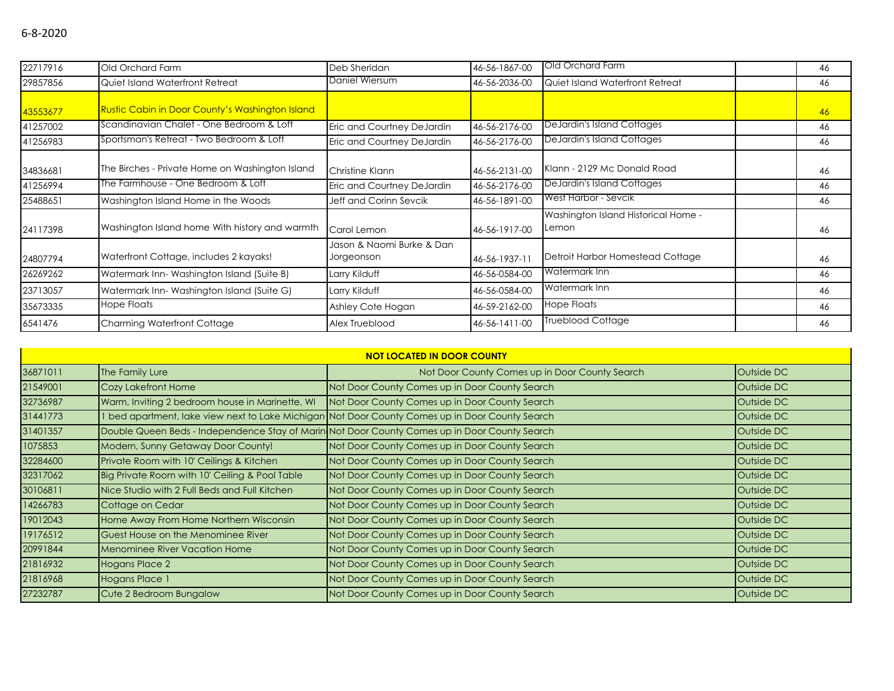6-8-2020

| | | | | | | |
|---|---|---|---|---|---|---|
| 22717916 | Old Orchard Farm | Deb Sheridan | 46-56-1867-00 | Old Orchard Farm | | 46 |
| 29857856 | Quiet Island Waterfront Retreat | Daniel Wiersum | 46-56-2036-00 | Quiet Island Waterfront Retreat | | 46 |
| 43553677 | Rustic Cabin in Door County's Washington Island | | | | | 46 |
| 41257002 | Scandinavian Chalet - One Bedroom & Loft | Eric and Courtney DeJardin | 46-56-2176-00 | DeJardin's Island Cottages | | 46 |
| 41256983 | Sportsman's Retreat - Two Bedroom & Loft | Eric and Courtney DeJardin | 46-56-2176-00 | DeJardin's Island Cottages | | 46 |
| 34836681 | The Birches - Private Home on Washington Island | Christine Klann | 46-56-2131-00 | Klann - 2129 Mc Donald Road | | 46 |
| 41256994 | The Farmhouse - One Bedroom & Loft | Eric and Courtney DeJardin | 46-56-2176-00 | DeJardin's Island Cottages | | 46 |
| 25488651 | Washington Island Home in the Woods | Jeff and Corinn Sevcik | 46-56-1891-00 | West Harbor - Sevcik | | 46 |
| 24117398 | Washington Island home With history and warmth | Carol Lemon | 46-56-1917-00 | Washington Island Historical Home - Lemon | | 46 |
| 24807794 | Waterfront Cottage, includes 2 kayaks! | Jason & Naomi Burke & Dan Jorgeonson | 46-56-1937-11 | Detroit Harbor Homestead Cottage | | 46 |
| 26269262 | Watermark Inn- Washington Island (Suite B) | Larry Kilduff | 46-56-0584-00 | Watermark Inn | | 46 |
| 23713057 | Watermark Inn- Washington Island (Suite G) | Larry Kilduff | 46-56-0584-00 | Watermark Inn | | 46 |
| 35673335 | Hope Floats | Ashley Cote Hogan | 46-59-2162-00 | Hope Floats | | 46 |
| 6541476 | Charming Waterfront Cottage | Alex Trueblood | 46-56-1411-00 | Trueblood Cottage | | 46 |

| NOT LOCATED IN DOOR COUNTY | | | |
|---|---|---|---|
| 36871011 | The Family Lure | Not Door County Comes up in Door County Search | Outside DC |
| 21549001 | Cozy Lakefront Home | Not Door County Comes up in Door County Search | Outside DC |
| 32736987 | Warm, Inviting 2 bedroom house in Marinette, WI | Not Door County Comes up in Door County Search | Outside DC |
| 31441773 | 1 bed apartment, lake view next to Lake Michigan | Not Door County Comes up in Door County Search | Outside DC |
| 31401357 | Double Queen Beds - Independence Stay of Marin | Not Door County Comes up in Door County Search | Outside DC |
| 1075853 | Modern, Sunny Getaway Door County! | Not Door County Comes up in Door County Search | Outside DC |
| 32284600 | Private Room with 10' Ceilings & Kitchen | Not Door County Comes up in Door County Search | Outside DC |
| 32317062 | Big Private Room with 10' Ceiling & Pool Table | Not Door County Comes up in Door County Search | Outside DC |
| 30106811 | Nice Studio with 2 Full Beds and Full Kitchen | Not Door County Comes up in Door County Search | Outside DC |
| 14266783 | Cottage on Cedar | Not Door County Comes up in Door County Search | Outside DC |
| 19012043 | Home Away From Home Northern Wisconsin | Not Door County Comes up in Door County Search | Outside DC |
| 19176512 | Guest House on the Menominee River | Not Door County Comes up in Door County Search | Outside DC |
| 20991844 | Menominee River Vacation Home | Not Door County Comes up in Door County Search | Outside DC |
| 21816932 | Hogans Place 2 | Not Door County Comes up in Door County Search | Outside DC |
| 21816968 | Hogans Place 1 | Not Door County Comes up in Door County Search | Outside DC |
| 27232787 | Cute 2 Bedroom Bungalow | Not Door County Comes up in Door County Search | Outside DC |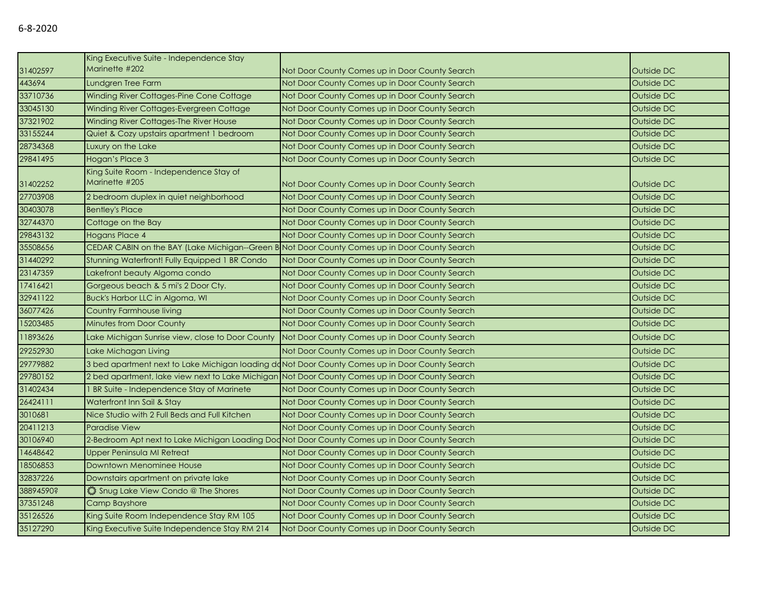6-8-2020

| | | | |
|---|---|---|---|
| 31402597 | King Executive Suite - Independence Stay Marinette #202 | Not Door County Comes up in Door County Search | Outside DC |
| 443694 | Lundgren Tree Farm | Not Door County Comes up in Door County Search | Outside DC |
| 33710736 | Winding River Cottages-Pine Cone Cottage | Not Door County Comes up in Door County Search | Outside DC |
| 33045130 | Winding River Cottages-Evergreen Cottage | Not Door County Comes up in Door County Search | Outside DC |
| 37321902 | Winding River Cottages-The River House | Not Door County Comes up in Door County Search | Outside DC |
| 33155244 | Quiet & Cozy upstairs apartment 1 bedroom | Not Door County Comes up in Door County Search | Outside DC |
| 28734368 | Luxury on the Lake | Not Door County Comes up in Door County Search | Outside DC |
| 29841495 | Hogan's Place 3 | Not Door County Comes up in Door County Search | Outside DC |
| 31402252 | King Suite Room - Independence Stay of Marinette #205 | Not Door County Comes up in Door County Search | Outside DC |
| 27703908 | 2 bedroom duplex in quiet neighborhood | Not Door County Comes up in Door County Search | Outside DC |
| 30403078 | Bentley's Place | Not Door County Comes up in Door County Search | Outside DC |
| 32744370 | Cottage on the Bay | Not Door County Comes up in Door County Search | Outside DC |
| 29843132 | Hogans Place 4 | Not Door County Comes up in Door County Search | Outside DC |
| 35508656 | CEDAR CABIN on the BAY (Lake Michigan--Green B | Not Door County Comes up in Door County Search | Outside DC |
| 31440292 | Stunning Waterfront! Fully Equipped 1 BR Condo | Not Door County Comes up in Door County Search | Outside DC |
| 23147359 | Lakefront beauty Algoma condo | Not Door County Comes up in Door County Search | Outside DC |
| 17416421 | Gorgeous beach & 5 mi's 2 Door Cty. | Not Door County Comes up in Door County Search | Outside DC |
| 32941122 | Buck's Harbor LLC in Algoma, WI | Not Door County Comes up in Door County Search | Outside DC |
| 36077426 | Country Farmhouse living | Not Door County Comes up in Door County Search | Outside DC |
| 15203485 | Minutes from Door County | Not Door County Comes up in Door County Search | Outside DC |
| 11893626 | Lake Michigan Sunrise view, close to Door County | Not Door County Comes up in Door County Search | Outside DC |
| 29252930 | Lake Michagan Living | Not Door County Comes up in Door County Search | Outside DC |
| 29779882 | 3 bed apartment next to Lake Michigan loading do | Not Door County Comes up in Door County Search | Outside DC |
| 29780152 | 2 bed apartment, lake view next to Lake Michigan | Not Door County Comes up in Door County Search | Outside DC |
| 31402434 | 1 BR Suite - Independence Stay of Marinete | Not Door County Comes up in Door County Search | Outside DC |
| 26424111 | Waterfront Inn Sail & Stay | Not Door County Comes up in Door County Search | Outside DC |
| 3010681 | Nice Studio with 2 Full Beds and Full Kitchen | Not Door County Comes up in Door County Search | Outside DC |
| 20411213 | Paradise View | Not Door County Comes up in Door County Search | Outside DC |
| 30106940 | 2-Bedroom Apt next to Lake Michigan Loading Doc | Not Door County Comes up in Door County Search | Outside DC |
| 14648642 | Upper Peninsula MI Retreat | Not Door County Comes up in Door County Search | Outside DC |
| 18506853 | Downtown Menominee House | Not Door County Comes up in Door County Search | Outside DC |
| 32837226 | Downstairs apartment on private lake | Not Door County Comes up in Door County Search | Outside DC |
| 38894590? | ۞ Snug Lake View Condo @ The Shores | Not Door County Comes up in Door County Search | Outside DC |
| 37351248 | Camp Bayshore | Not Door County Comes up in Door County Search | Outside DC |
| 35126526 | King Suite Room Independence Stay RM 105 | Not Door County Comes up in Door County Search | Outside DC |
| 35127290 | King Executive Suite Independence Stay RM 214 | Not Door County Comes up in Door County Search | Outside DC |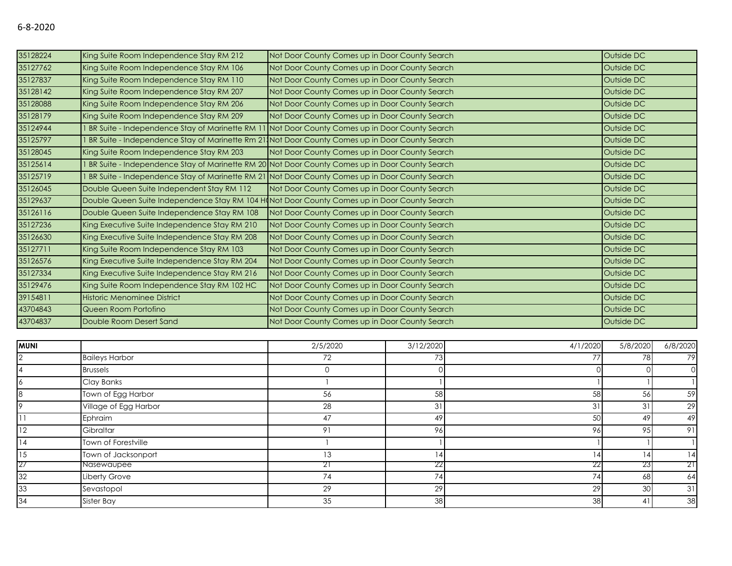6-8-2020

| | | | |
|---|---|---|---|
| 35128224 | King Suite Room Independence Stay RM 212 | Not Door County Comes up in Door County Search | Outside DC |
| 35127762 | King Suite Room Independence Stay RM 106 | Not Door County Comes up in Door County Search | Outside DC |
| 35127837 | King Suite Room Independence Stay RM 110 | Not Door County Comes up in Door County Search | Outside DC |
| 35128142 | King Suite Room Independence Stay RM 207 | Not Door County Comes up in Door County Search | Outside DC |
| 35128088 | King Suite Room Independence Stay RM 206 | Not Door County Comes up in Door County Search | Outside DC |
| 35128179 | King Suite Room Independence Stay RM 209 | Not Door County Comes up in Door County Search | Outside DC |
| 35124944 | 1 BR Suite - Independence Stay of Marinette RM 11 | Not Door County Comes up in Door County Search | Outside DC |
| 35125797 | 1 BR Suite - Independence Stay of Marinette Rm 21 | Not Door County Comes up in Door County Search | Outside DC |
| 35128045 | King Suite Room Independence Stay RM 203 | Not Door County Comes up in Door County Search | Outside DC |
| 35125614 | 1 BR Suite - Independence Stay of Marinette RM 20 | Not Door County Comes up in Door County Search | Outside DC |
| 35125719 | 1 BR Suite - Independence Stay of Marinette RM 21 | Not Door County Comes up in Door County Search | Outside DC |
| 35126045 | Double Queen Suite Independent Stay RM 112 | Not Door County Comes up in Door County Search | Outside DC |
| 35129637 | Double Queen Suite Independence Stay RM 104 H | Not Door County Comes up in Door County Search | Outside DC |
| 35126116 | Double Queen Suite Independence Stay RM 108 | Not Door County Comes up in Door County Search | Outside DC |
| 35127236 | King Executive Suite Independence Stay RM 210 | Not Door County Comes up in Door County Search | Outside DC |
| 35126630 | King Executive Suite Independence Stay RM 208 | Not Door County Comes up in Door County Search | Outside DC |
| 35127711 | King Suite Room Independence Stay RM 103 | Not Door County Comes up in Door County Search | Outside DC |
| 35126576 | King Executive Suite Independence Stay RM 204 | Not Door County Comes up in Door County Search | Outside DC |
| 35127334 | King Executive Suite Independence Stay RM 216 | Not Door County Comes up in Door County Search | Outside DC |
| 35129476 | King Suite Room Independence Stay RM 102 HC | Not Door County Comes up in Door County Search | Outside DC |
| 39154811 | Historic Menominee District | Not Door County Comes up in Door County Search | Outside DC |
| 43704843 | Queen Room Portofino | Not Door County Comes up in Door County Search | Outside DC |
| 43704837 | Double Room Desert Sand | Not Door County Comes up in Door County Search | Outside DC |

| MUNI | | 2/5/2020 | 3/12/2020 | 4/1/2020 | 5/8/2020 | 6/8/2020 |
|---|---|---|---|---|---|---|
| 2 | Baileys Harbor | 72 | 73 | 77 | 78 | 79 |
| 4 | Brussels | 0 | 0 | 0 | 0 | 0 |
| 6 | Clay Banks | 1 | 1 | 1 | 1 | 1 |
| 8 | Town of Egg Harbor | 56 | 58 | 58 | 56 | 59 |
| 9 | Village of Egg Harbor | 28 | 31 | 31 | 31 | 29 |
| 11 | Ephraim | 47 | 49 | 50 | 49 | 49 |
| 12 | Gibraltar | 91 | 96 | 96 | 95 | 91 |
| 14 | Town of Forestville | 1 | 1 | 1 | 1 | 1 |
| 15 | Town of Jacksonport | 13 | 14 | 14 | 14 | 14 |
| 27 | Nasewaupee | 21 | 22 | 22 | 23 | 21 |
| 32 | Liberty Grove | 74 | 74 | 74 | 68 | 64 |
| 33 | Sevastopol | 29 | 29 | 29 | 30 | 31 |
| 34 | Sister Bay | 35 | 38 | 38 | 41 | 38 |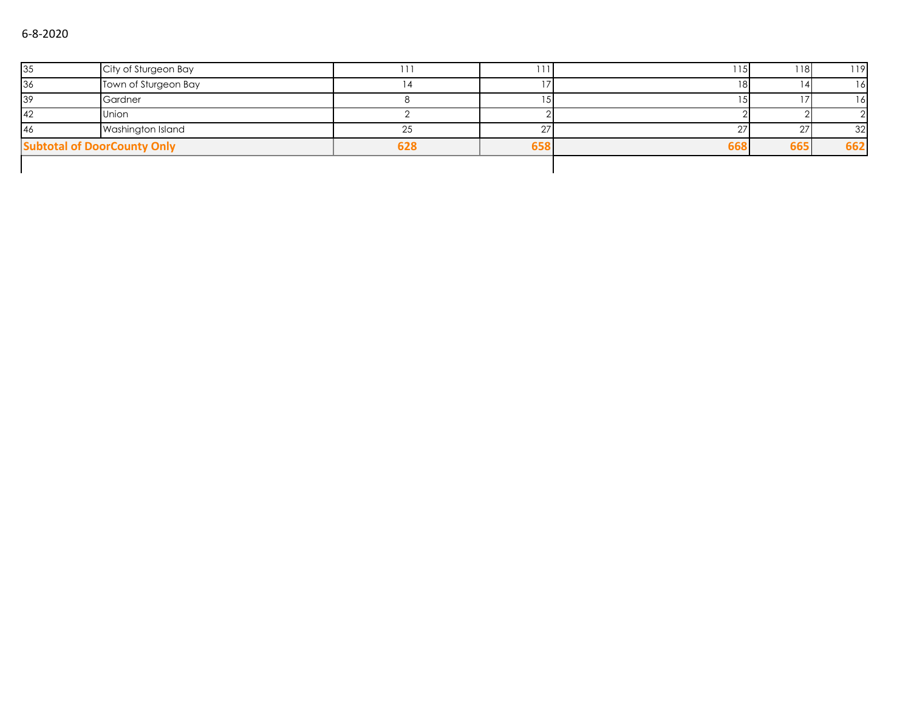6-8-2020

| | | | | | | |
|---|---|---|---|---|---|---|
| 35 | City of Sturgeon Bay | 111 | 111 | 115 | 118 | 119 |
| 36 | Town of Sturgeon Bay | 14 | 17 | 18 | 14 | 16 |
| 39 | Gardner | 8 | 15 | 15 | 17 | 16 |
| 42 | Union | 2 | 2 | 2 | 2 | 2 |
| 46 | Washington Island | 25 | 27 | 27 | 27 | 32 |
| **Subtotal of DoorCounty Only** | | **628** | **658** | **668** | **665** | **662** |